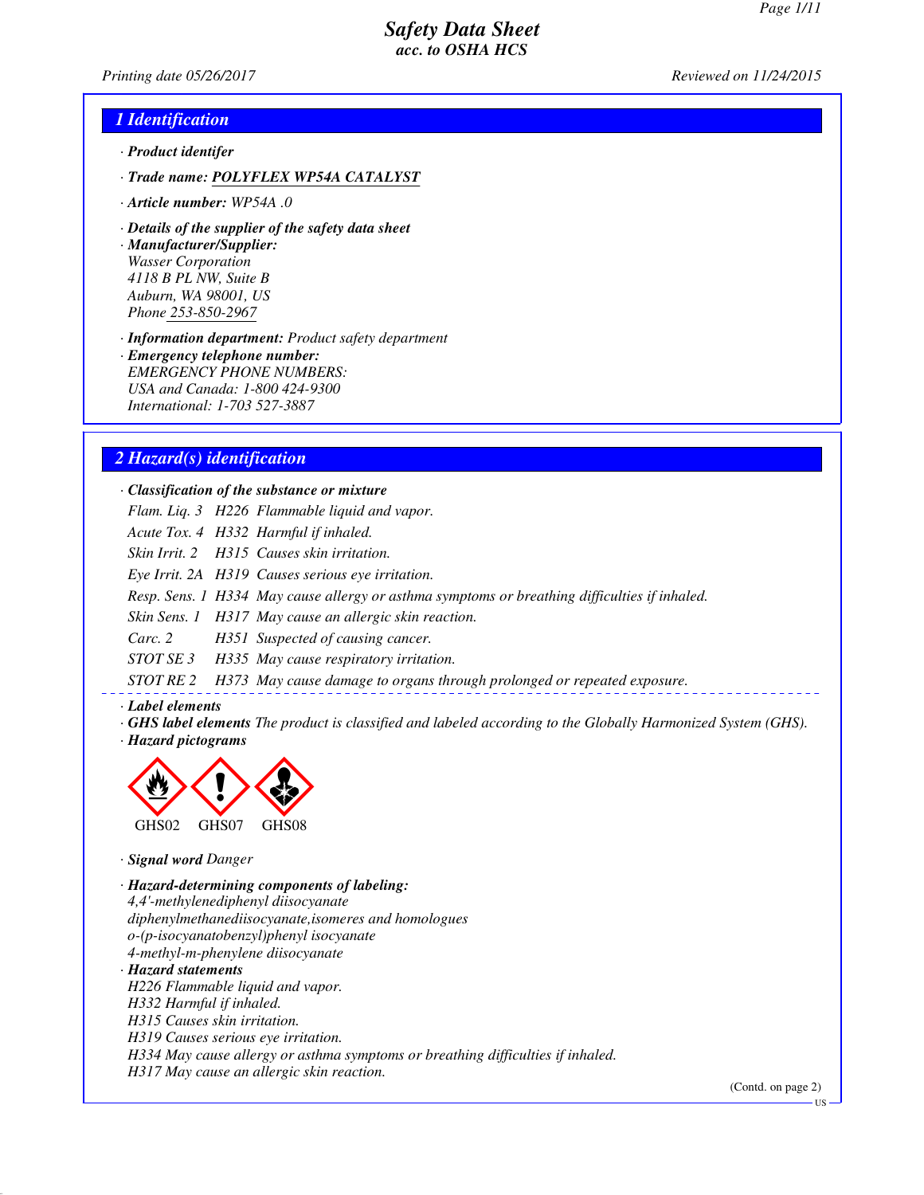# Safety Data Sheet
*acc. to OSHA HCS*

*Printing date 05/26/2017* *Reviewed on 11/24/2015*

## 1 Identification

· **Product identifer**

· **Trade name: POLYFLEX WP54A CATALYST**

· **Article number:** WP54A .0

· **Details of the supplier of the safety data sheet**

· **Manufacturer/Supplier:**
Wasser Corporation
4118 B PL NW, Suite B
Auburn, WA 98001, US
Phone 253-850-2967

· **Information department:** Product safety department

· **Emergency telephone number:**
EMERGENCY PHONE NUMBERS:
USA and Canada: 1-800 424-9300
International: 1-703 527-3887

## 2 Hazard(s) identification

· **Classification of the substance or mixture**

| | | |
|---|---|---|
| Flam. Liq. 3 | H226 | Flammable liquid and vapor. |
| Acute Tox. 4 | H332 | Harmful if inhaled. |
| Skin Irrit. 2 | H315 | Causes skin irritation. |
| Eye Irrit. 2A | H319 | Causes serious eye irritation. |
| Resp. Sens. 1 | H334 | May cause allergy or asthma symptoms or breathing difficulties if inhaled. |
| Skin Sens. 1 | H317 | May cause an allergic skin reaction. |
| Carc. 2 | H351 | Suspected of causing cancer. |
| STOT SE 3 | H335 | May cause respiratory irritation. |
| STOT RE 2 | H373 | May cause damage to organs through prolonged or repeated exposure. |

· **Label elements**

· **GHS label elements** The product is classified and labeled according to the Globally Harmonized System (GHS).

· **Hazard pictograms**

GHS02 GHS07 GHS08

· **Signal word** Danger

· **Hazard-determining components of labeling:**
4,4'-methylenediphenyl diisocyanate
diphenylmethanediisocyanate,isomeres and homologues
o-(p-isocyanatobenzyl)phenyl isocyanate
4-methyl-m-phenylene diisocyanate

· **Hazard statements**
H226 Flammable liquid and vapor.
H332 Harmful if inhaled.
H315 Causes skin irritation.
H319 Causes serious eye irritation.
H334 May cause allergy or asthma symptoms or breathing difficulties if inhaled.
H317 May cause an allergic skin reaction.

(Contd. on page 2)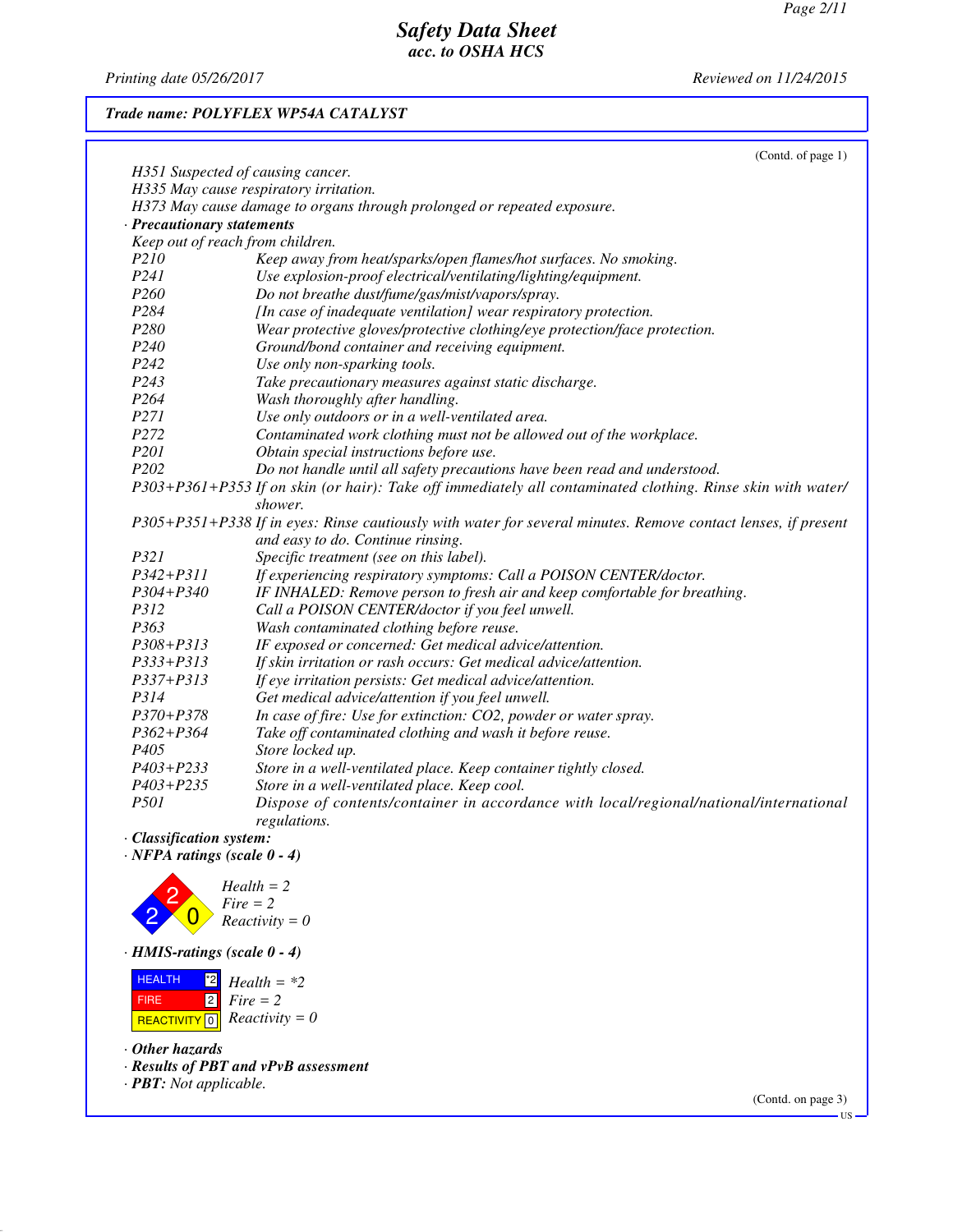**Trade name: POLYFLEX WP54A CATALYST**

(Contd. of page 1)

H351 Suspected of causing cancer.
H335 May cause respiratory irritation.
H373 May cause damage to organs through prolonged or repeated exposure.

· **Precautionary statements**

Keep out of reach from children.

| | |
|---|---|
| P210 | Keep away from heat/sparks/open flames/hot surfaces. No smoking. |
| P241 | Use explosion-proof electrical/ventilating/lighting/equipment. |
| P260 | Do not breathe dust/fume/gas/mist/vapors/spray. |
| P284 | [In case of inadequate ventilation] wear respiratory protection. |
| P280 | Wear protective gloves/protective clothing/eye protection/face protection. |
| P240 | Ground/bond container and receiving equipment. |
| P242 | Use only non-sparking tools. |
| P243 | Take precautionary measures against static discharge. |
| P264 | Wash thoroughly after handling. |
| P271 | Use only outdoors or in a well-ventilated area. |
| P272 | Contaminated work clothing must not be allowed out of the workplace. |
| P201 | Obtain special instructions before use. |
| P202 | Do not handle until all safety precautions have been read and understood. |
| P303+P361+P353 | If on skin (or hair): Take off immediately all contaminated clothing. Rinse skin with water/shower. |
| P305+P351+P338 | If in eyes: Rinse cautiously with water for several minutes. Remove contact lenses, if present and easy to do. Continue rinsing. |
| P321 | Specific treatment (see on this label). |
| P342+P311 | If experiencing respiratory symptoms: Call a POISON CENTER/doctor. |
| P304+P340 | IF INHALED: Remove person to fresh air and keep comfortable for breathing. |
| P312 | Call a POISON CENTER/doctor if you feel unwell. |
| P363 | Wash contaminated clothing before reuse. |
| P308+P313 | IF exposed or concerned: Get medical advice/attention. |
| P333+P313 | If skin irritation or rash occurs: Get medical advice/attention. |
| P337+P313 | If eye irritation persists: Get medical advice/attention. |
| P314 | Get medical advice/attention if you feel unwell. |
| P370+P378 | In case of fire: Use for extinction: CO2, powder or water spray. |
| P362+P364 | Take off contaminated clothing and wash it before reuse. |
| P405 | Store locked up. |
| P403+P233 | Store in a well-ventilated place. Keep container tightly closed. |
| P403+P235 | Store in a well-ventilated place. Keep cool. |
| P501 | Dispose of contents/container in accordance with local/regional/national/international regulations. |

· **Classification system:**

· **NFPA ratings (scale 0 - 4)**

Health = 2
Fire = 2
Reactivity = 0

· **HMIS-ratings (scale 0 - 4)**

| | |
|---|---|
| HEALTH | *2 |
| FIRE | 2 |
| REACTIVITY | 0 |

Health = *2
Fire = 2
Reactivity = 0

· **Other hazards**

· **Results of PBT and vPvB assessment**

· **PBT:** Not applicable.

(Contd. on page 3)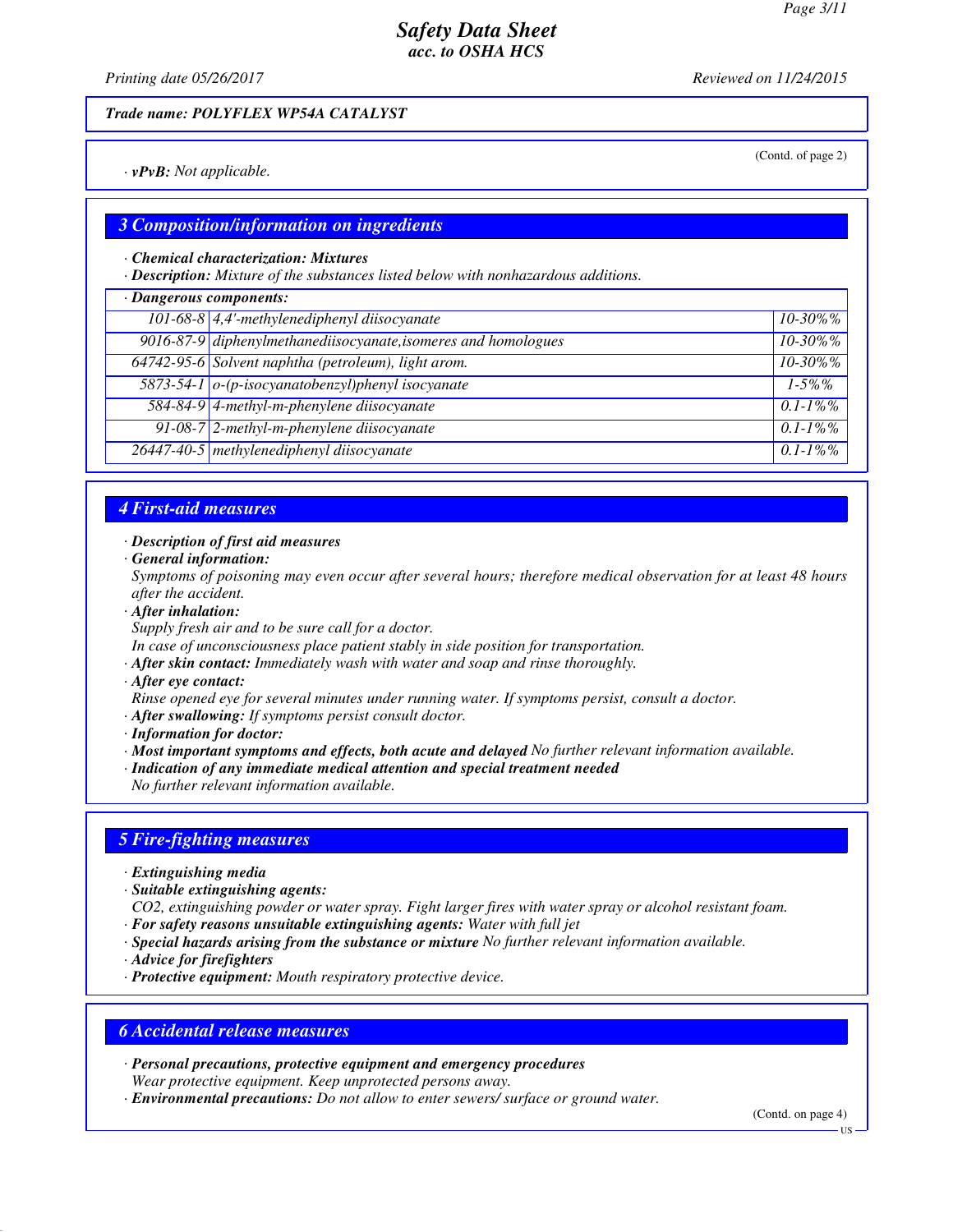(Contd. of page 2)

· **vPvB:** Not applicable.

## 3 Composition/information on ingredients

· **Chemical characterization: Mixtures**
· **Description:** Mixture of the substances listed below with nonhazardous additions.

| · Dangerous components: | | |
|---|---|---|
| 101-68-8 | 4,4'-methylenediphenyl diisocyanate | 10-30%% |
| 9016-87-9 | diphenylmethanediisocyanate,isomeres and homologues | 10-30%% |
| 64742-95-6 | Solvent naphtha (petroleum), light arom. | 10-30%% |
| 5873-54-1 | o-(p-isocyanatobenzyl)phenyl isocyanate | 1-5%% |
| 584-84-9 | 4-methyl-m-phenylene diisocyanate | 0.1-1%% |
| 91-08-7 | 2-methyl-m-phenylene diisocyanate | 0.1-1%% |
| 26447-40-5 | methylenediphenyl diisocyanate | 0.1-1%% |

## 4 First-aid measures

· **Description of first aid measures**
· **General information:**
Symptoms of poisoning may even occur after several hours; therefore medical observation for at least 48 hours after the accident.
· **After inhalation:**
Supply fresh air and to be sure call for a doctor.
In case of unconsciousness place patient stably in side position for transportation.
· **After skin contact:** Immediately wash with water and soap and rinse thoroughly.
· **After eye contact:**
Rinse opened eye for several minutes under running water. If symptoms persist, consult a doctor.
· **After swallowing:** If symptoms persist consult doctor.
· **Information for doctor:**
· **Most important symptoms and effects, both acute and delayed** No further relevant information available.
· **Indication of any immediate medical attention and special treatment needed**
No further relevant information available.

## 5 Fire-fighting measures

· **Extinguishing media**
· **Suitable extinguishing agents:**
CO2, extinguishing powder or water spray. Fight larger fires with water spray or alcohol resistant foam.
· **For safety reasons unsuitable extinguishing agents:** Water with full jet
· **Special hazards arising from the substance or mixture** No further relevant information available.
· **Advice for firefighters**
· **Protective equipment:** Mouth respiratory protective device.

## 6 Accidental release measures

· **Personal precautions, protective equipment and emergency procedures**
Wear protective equipment. Keep unprotected persons away.
· **Environmental precautions:** Do not allow to enter sewers/ surface or ground water.

(Contd. on page 4)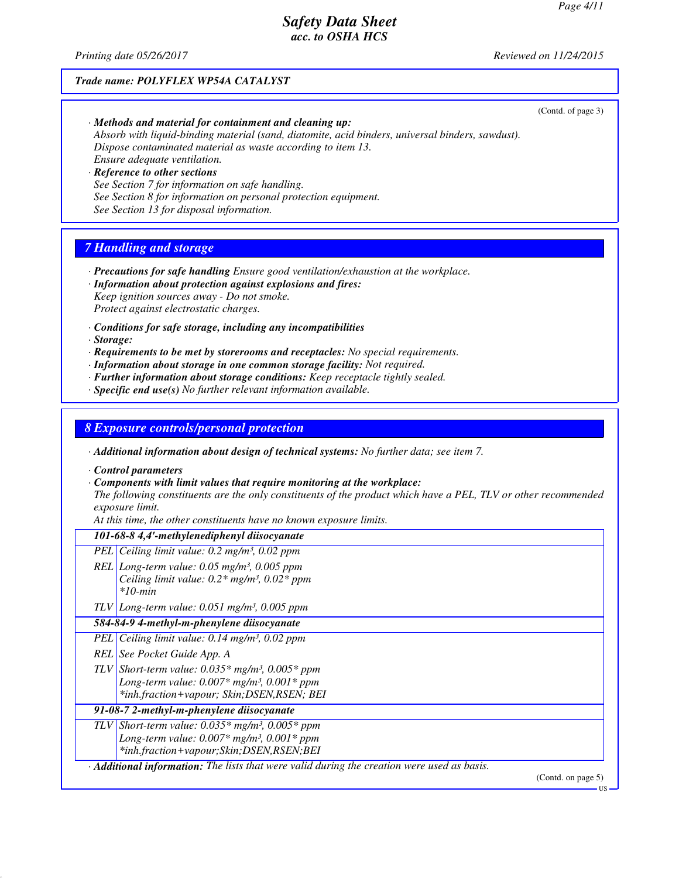(Contd. of page 3)

· ***Methods and material for containment and cleaning up:***
*Absorb with liquid-binding material (sand, diatomite, acid binders, universal binders, sawdust).*
*Dispose contaminated material as waste according to item 13.*
*Ensure adequate ventilation.*

· ***Reference to other sections***
*See Section 7 for information on safe handling.*
*See Section 8 for information on personal protection equipment.*
*See Section 13 for disposal information.*

## 7 Handling and storage

· ***Precautions for safe handling*** *Ensure good ventilation/exhaustion at the workplace.*
· ***Information about protection against explosions and fires:***
*Keep ignition sources away - Do not smoke.*
*Protect against electrostatic charges.*

· ***Conditions for safe storage, including any incompatibilities***
· ***Storage:***
· ***Requirements to be met by storerooms and receptacles:*** *No special requirements.*
· ***Information about storage in one common storage facility:*** *Not required.*
· ***Further information about storage conditions:*** *Keep receptacle tightly sealed.*
· ***Specific end use(s)*** *No further relevant information available.*

## 8 Exposure controls/personal protection

· ***Additional information about design of technical systems:*** *No further data; see item 7.*

· ***Control parameters***
· ***Components with limit values that require monitoring at the workplace:***
*The following constituents are the only constituents of the product which have a PEL, TLV or other recommended exposure limit.*
*At this time, the other constituents have no known exposure limits.*

| **101-68-8 4,4'-methylenediphenyl diisocyanate** | |
|---|---|
| PEL | Ceiling limit value: 0.2 mg/m³, 0.02 ppm |
| REL | Long-term value: 0.05 mg/m³, 0.005 ppm<br>Ceiling limit value: 0.2* mg/m³, 0.02* ppm<br>*10-min |
| TLV | Long-term value: 0.051 mg/m³, 0.005 ppm |
| **584-84-9 4-methyl-m-phenylene diisocyanate** | |
| PEL | Ceiling limit value: 0.14 mg/m³, 0.02 ppm |
| REL | See Pocket Guide App. A |
| TLV | Short-term value: 0.035* mg/m³, 0.005* ppm<br>Long-term value: 0.007* mg/m³, 0.001* ppm<br>*inh.fraction+vapour; Skin;DSEN,RSEN; BEI |
| **91-08-7 2-methyl-m-phenylene diisocyanate** | |
| TLV | Short-term value: 0.035* mg/m³, 0.005* ppm<br>Long-term value: 0.007* mg/m³, 0.001* ppm<br>*inh.fraction+vapour;Skin;DSEN,RSEN;BEI |

· ***Additional information:*** *The lists that were valid during the creation were used as basis.*

(Contd. on page 5)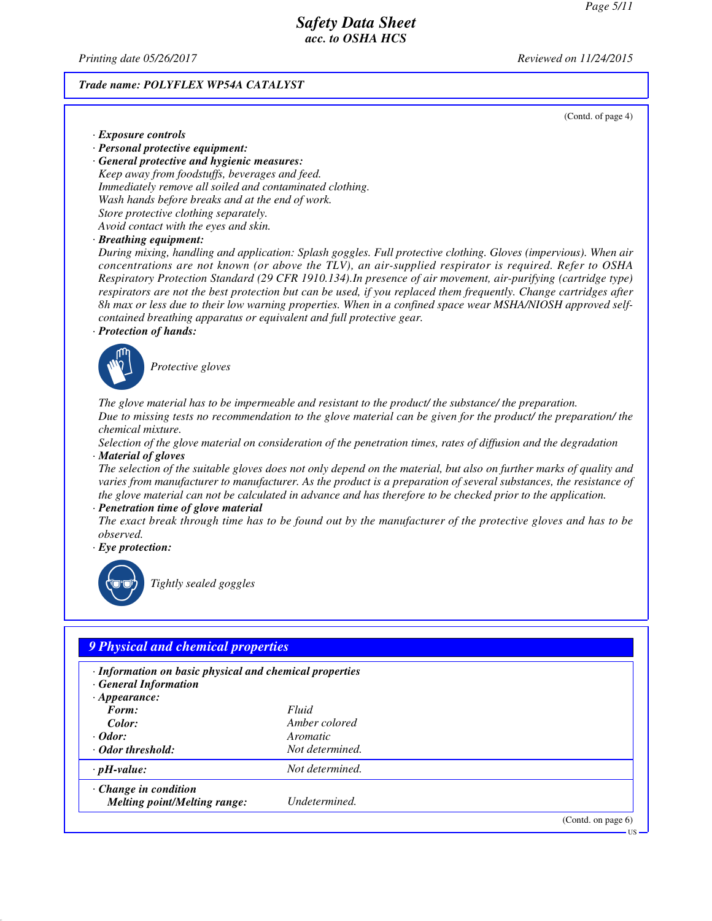Trade name: POLYFLEX WP54A CATALYST

(Contd. of page 4)

· **Exposure controls**
· **Personal protective equipment:**
· **General protective and hygienic measures:**
Keep away from foodstuffs, beverages and feed.
Immediately remove all soiled and contaminated clothing.
Wash hands before breaks and at the end of work.
Store protective clothing separately.
Avoid contact with the eyes and skin.
· **Breathing equipment:**
During mixing, handling and application: Splash goggles. Full protective clothing. Gloves (impervious). When air concentrations are not known (or above the TLV), an air-supplied respirator is required. Refer to OSHA Respiratory Protection Standard (29 CFR 1910.134).In presence of air movement, air-purifying (cartridge type) respirators are not the best protection but can be used, if you replaced them frequently. Change cartridges after 8h max or less due to their low warning properties. When in a confined space wear MSHA/NIOSH approved self-contained breathing apparatus or equivalent and full protective gear.
· **Protection of hands:**

Protective gloves

The glove material has to be impermeable and resistant to the product/ the substance/ the preparation.
Due to missing tests no recommendation to the glove material can be given for the product/ the preparation/ the chemical mixture.
Selection of the glove material on consideration of the penetration times, rates of diffusion and the degradation
· **Material of gloves**
The selection of the suitable gloves does not only depend on the material, but also on further marks of quality and varies from manufacturer to manufacturer. As the product is a preparation of several substances, the resistance of the glove material can not be calculated in advance and has therefore to be checked prior to the application.
· **Penetration time of glove material**
The exact break through time has to be found out by the manufacturer of the protective gloves and has to be observed.
· **Eye protection:**

Tightly sealed goggles

## 9 Physical and chemical properties

· **Information on basic physical and chemical properties**
· **General Information**

| · **Appearance:** | |
|---|---|
| **Form:** | Fluid |
| **Color:** | Amber colored |
| · **Odor:** | Aromatic |
| · **Odor threshold:** | Not determined. |
| · **pH-value:** | Not determined. |
| · **Change in condition** | |
| **Melting point/Melting range:** | Undetermined. |

(Contd. on page 6)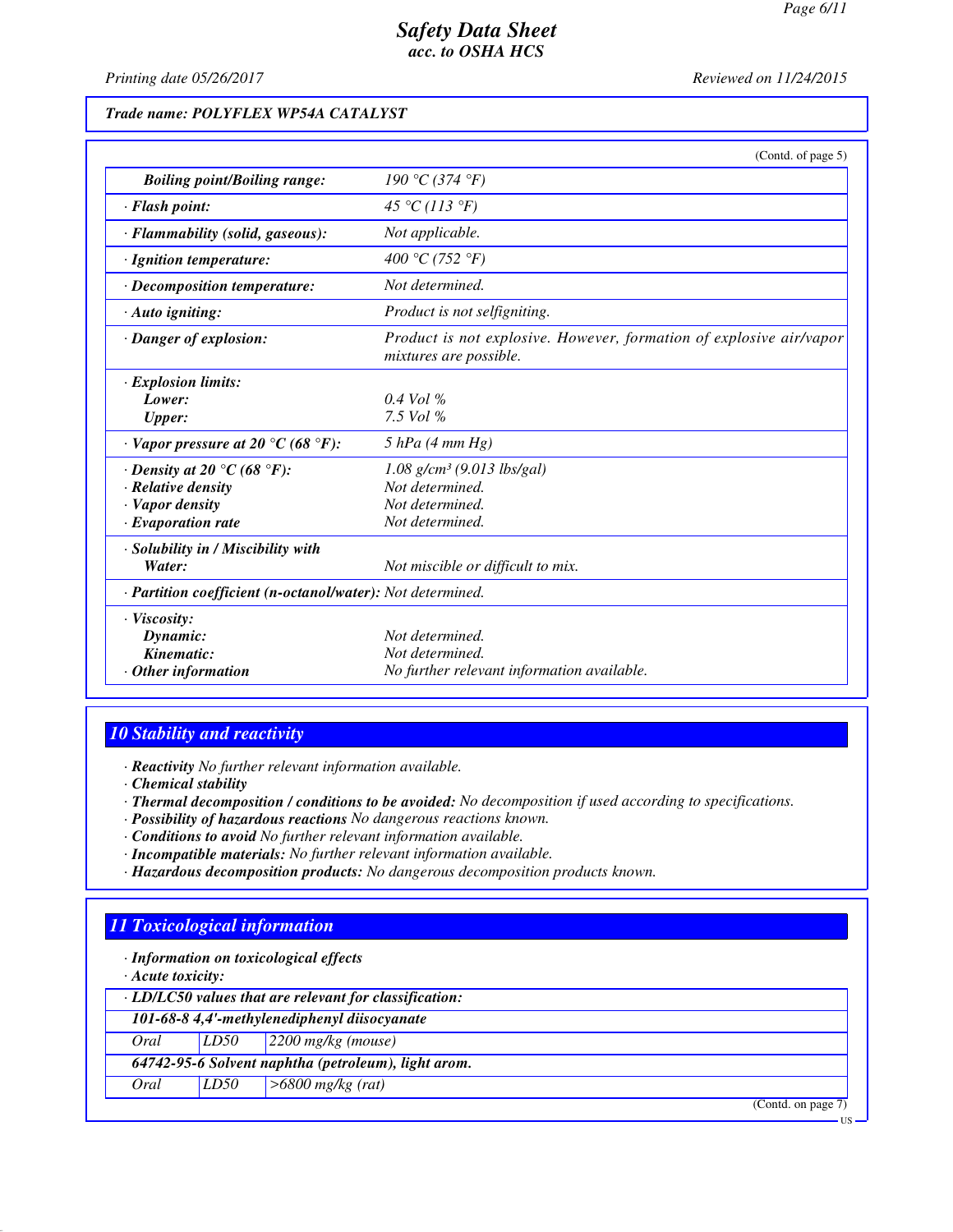*Trade name: POLYFLEX WP54A CATALYST*

(Contd. of page 5)

| | |
|---|---|
| **Boiling point/Boiling range:** | 190 °C (374 °F) |
| · **Flash point:** | 45 °C (113 °F) |
| · **Flammability (solid, gaseous):** | Not applicable. |
| · **Ignition temperature:** | 400 °C (752 °F) |
| · **Decomposition temperature:** | Not determined. |
| · **Auto igniting:** | Product is not selfigniting. |
| · **Danger of explosion:** | Product is not explosive. However, formation of explosive air/vapor mixtures are possible. |
| · **Explosion limits:** | |
| **Lower:** | 0.4 Vol % |
| **Upper:** | 7.5 Vol % |
| · **Vapor pressure at 20 °C (68 °F):** | 5 hPa (4 mm Hg) |
| · **Density at 20 °C (68 °F):** | 1.08 g/cm³ (9.013 lbs/gal) |
| · **Relative density** | Not determined. |
| · **Vapor density** | Not determined. |
| · **Evaporation rate** | Not determined. |
| · **Solubility in / Miscibility with** | |
| **Water:** | Not miscible or difficult to mix. |
| · **Partition coefficient (n-octanol/water):** | Not determined. |
| · **Viscosity:** | |
| **Dynamic:** | Not determined. |
| **Kinematic:** | Not determined. |
| · **Other information** | No further relevant information available. |

## 10 Stability and reactivity

· **Reactivity** No further relevant information available.
· **Chemical stability**
· **Thermal decomposition / conditions to be avoided:** No decomposition if used according to specifications.
· **Possibility of hazardous reactions** No dangerous reactions known.
· **Conditions to avoid** No further relevant information available.
· **Incompatible materials:** No further relevant information available.
· **Hazardous decomposition products:** No dangerous decomposition products known.

## 11 Toxicological information

· **Information on toxicological effects**
· **Acute toxicity:**

| · **LD/LC50 values that are relevant for classification:** | | |
|---|---|---|
| **101-68-8 4,4'-methylenediphenyl diisocyanate** | | |
| Oral | LD50 | 2200 mg/kg (mouse) |
| **64742-95-6 Solvent naphtha (petroleum), light arom.** | | |
| Oral | LD50 | >6800 mg/kg (rat) |

(Contd. on page 7)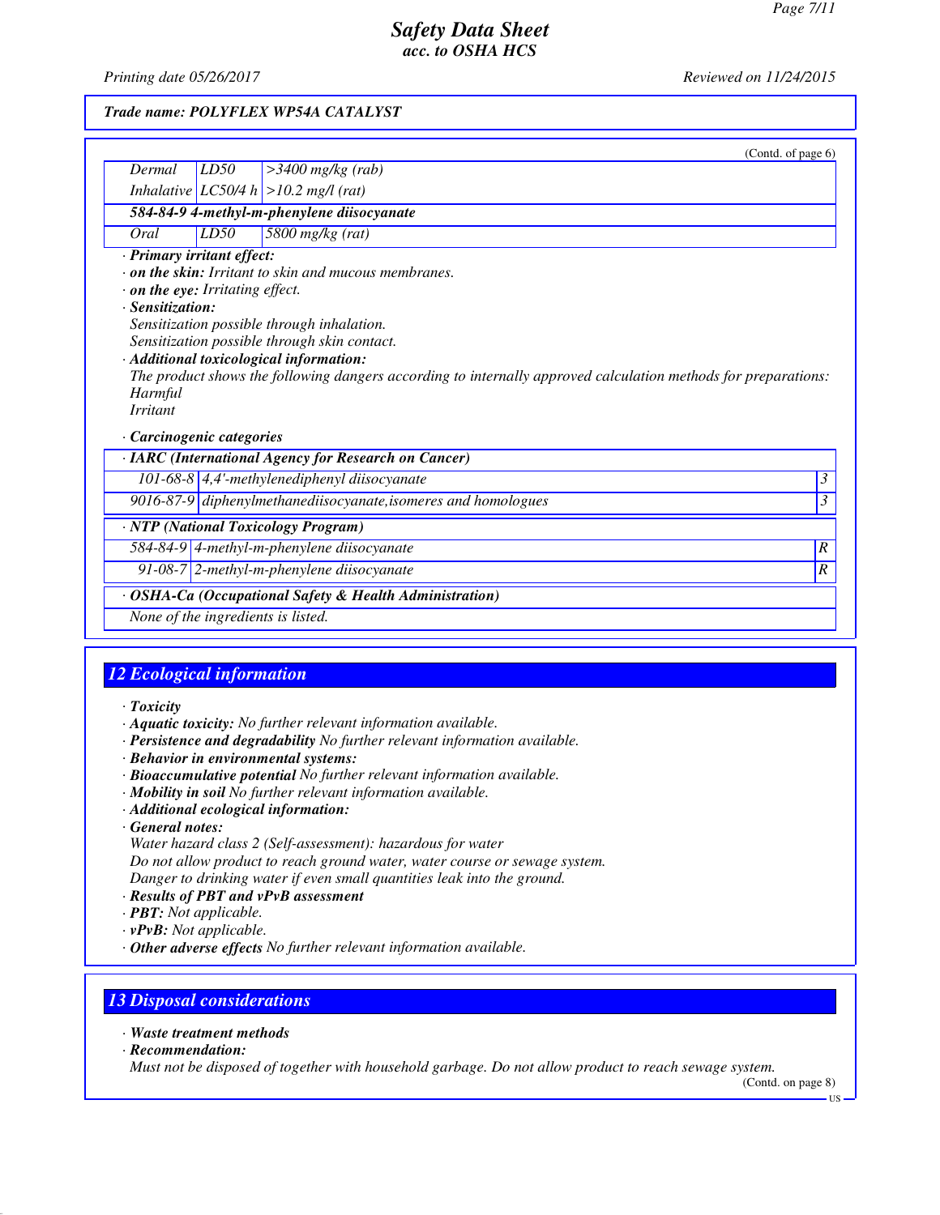Trade name: POLYFLEX WP54A CATALYST

(Contd. of page 6)

| | | |
|---|---|---|
| Dermal | LD50 | >3400 mg/kg (rab) |
| Inhalative | LC50/4 h | >10.2 mg/l (rat) |
| **584-84-9 4-methyl-m-phenylene diisocyanate** | | |
| Oral | LD50 | 5800 mg/kg (rat) |

· **Primary irritant effect:**
· **on the skin:** Irritant to skin and mucous membranes.
· **on the eye:** Irritating effect.
· **Sensitization:**
Sensitization possible through inhalation.
Sensitization possible through skin contact.
· **Additional toxicological information:**
The product shows the following dangers according to internally approved calculation methods for preparations:
Harmful
Irritant

· **Carcinogenic categories**

| · IARC (International Agency for Research on Cancer) | | |
|---|---|---|
| 101-68-8 | 4,4'-methylenediphenyl diisocyanate | 3 |
| 9016-87-9 | diphenylmethanediisocyanate,isomeres and homologues | 3 |

| · NTP (National Toxicology Program) | | |
|---|---|---|
| 584-84-9 | 4-methyl-m-phenylene diisocyanate | R |
| 91-08-7 | 2-methyl-m-phenylene diisocyanate | R |

| · OSHA-Ca (Occupational Safety & Health Administration) |
|---|
| None of the ingredients is listed. |

## 12 Ecological information

· **Toxicity**
· **Aquatic toxicity:** No further relevant information available.
· **Persistence and degradability** No further relevant information available.
· **Behavior in environmental systems:**
· **Bioaccumulative potential** No further relevant information available.
· **Mobility in soil** No further relevant information available.
· **Additional ecological information:**
· **General notes:**
Water hazard class 2 (Self-assessment): hazardous for water
Do not allow product to reach ground water, water course or sewage system.
Danger to drinking water if even small quantities leak into the ground.
· **Results of PBT and vPvB assessment**
· **PBT:** Not applicable.
· **vPvB:** Not applicable.
· **Other adverse effects** No further relevant information available.

## 13 Disposal considerations

· **Waste treatment methods**
· **Recommendation:**
Must not be disposed of together with household garbage. Do not allow product to reach sewage system.

(Contd. on page 8)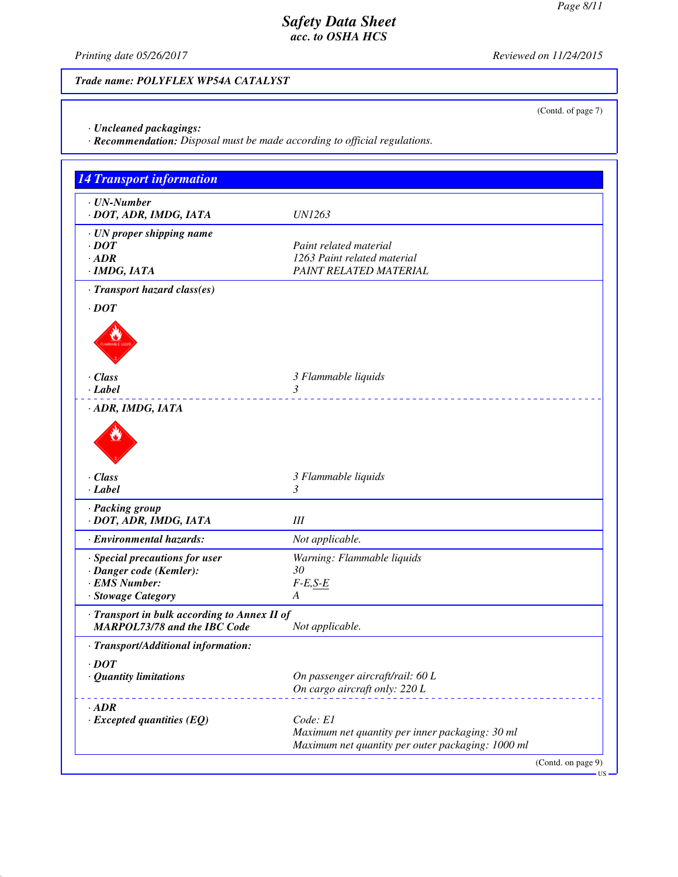**Trade name: POLYFLEX WP54A CATALYST**

(Contd. of page 7)

· **Uncleaned packagings:**
· **Recommendation:** *Disposal must be made according to official regulations.*

## 14 Transport information

| | |
|---|---|
| · **UN-Number** | |
| · **DOT, ADR, IMDG, IATA** | UN1263 |
| · **UN proper shipping name** | |
| · **DOT** | Paint related material |
| · **ADR** | 1263 Paint related material |
| · **IMDG, IATA** | PAINT RELATED MATERIAL |
| · **Transport hazard class(es)** | |
| · **DOT** | |
| · **Class** | 3 Flammable liquids |
| · **Label** | 3 |
| · **ADR, IMDG, IATA** | |
| · **Class** | 3 Flammable liquids |
| · **Label** | 3 |
| · **Packing group** | |
| · **DOT, ADR, IMDG, IATA** | III |
| · **Environmental hazards:** | Not applicable. |
| · **Special precautions for user** | Warning: Flammable liquids |
| · **Danger code (Kemler):** | 30 |
| · **EMS Number:** | F-E,S-E |
| · **Stowage Category** | A |
| · **Transport in bulk according to Annex II of MARPOL73/78 and the IBC Code** | Not applicable. |
| · **Transport/Additional information:** | |
| · **DOT** | |
| · **Quantity limitations** | On passenger aircraft/rail: 60 L<br>On cargo aircraft only: 220 L |
| · **ADR** | |
| · **Excepted quantities (EQ)** | Code: E1<br>Maximum net quantity per inner packaging: 30 ml<br>Maximum net quantity per outer packaging: 1000 ml |

(Contd. on page 9)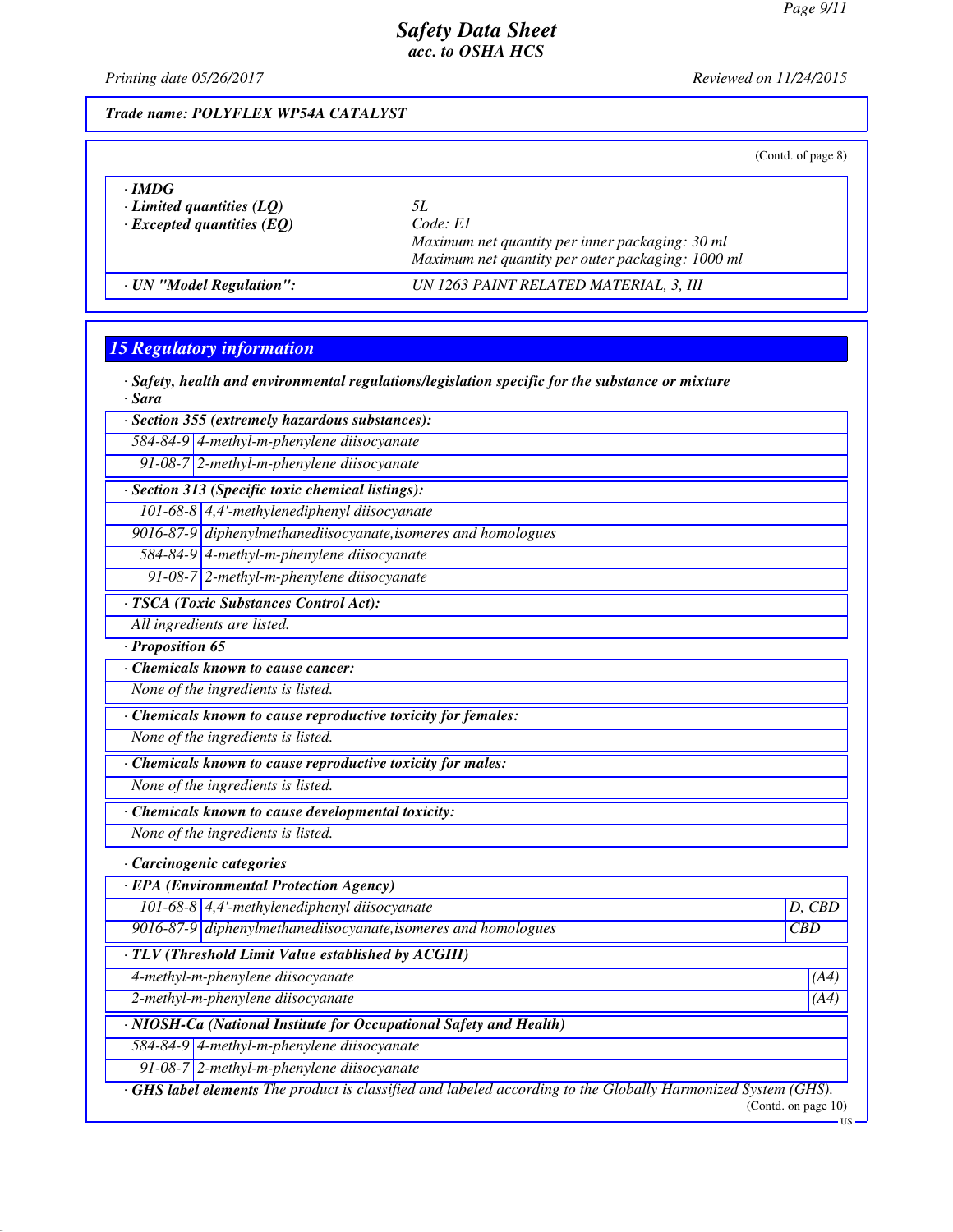*Trade name: POLYFLEX WP54A CATALYST*

(Contd. of page 8)

| | |
|---|---|
| · **IMDG** | |
| · **Limited quantities (LQ)** | 5L |
| · **Excepted quantities (EQ)** | Code: E1<br>Maximum net quantity per inner packaging: 30 ml<br>Maximum net quantity per outer packaging: 1000 ml |
| · **UN "Model Regulation":** | UN 1263 PAINT RELATED MATERIAL, 3, III |

## 15 Regulatory information

· **Safety, health and environmental regulations/legislation specific for the substance or mixture**
· **Sara**

| · **Section 355 (extremely hazardous substances):** | |
|---|---|
| 584-84-9 | 4-methyl-m-phenylene diisocyanate |
| 91-08-7 | 2-methyl-m-phenylene diisocyanate |

| · **Section 313 (Specific toxic chemical listings):** | |
|---|---|
| 101-68-8 | 4,4'-methylenediphenyl diisocyanate |
| 9016-87-9 | diphenylmethanediisocyanate,isomeres and homologues |
| 584-84-9 | 4-methyl-m-phenylene diisocyanate |
| 91-08-7 | 2-methyl-m-phenylene diisocyanate |

· **TSCA (Toxic Substances Control Act):**

All ingredients are listed.

· **Proposition 65**

· **Chemicals known to cause cancer:**

None of the ingredients is listed.

· **Chemicals known to cause reproductive toxicity for females:**

None of the ingredients is listed.

· **Chemicals known to cause reproductive toxicity for males:**

None of the ingredients is listed.

· **Chemicals known to cause developmental toxicity:**

None of the ingredients is listed.

· **Carcinogenic categories**

| · **EPA (Environmental Protection Agency)** | | |
|---|---|---|
| 101-68-8 | 4,4'-methylenediphenyl diisocyanate | D, CBD |
| 9016-87-9 | diphenylmethanediisocyanate,isomeres and homologues | CBD |

| · **TLV (Threshold Limit Value established by ACGIH)** | |
|---|---|
| 4-methyl-m-phenylene diisocyanate | (A4) |
| 2-methyl-m-phenylene diisocyanate | (A4) |

| · **NIOSH-Ca (National Institute for Occupational Safety and Health)** | |
|---|---|
| 584-84-9 | 4-methyl-m-phenylene diisocyanate |
| 91-08-7 | 2-methyl-m-phenylene diisocyanate |

· **GHS label elements** The product is classified and labeled according to the Globally Harmonized System (GHS).

(Contd. on page 10)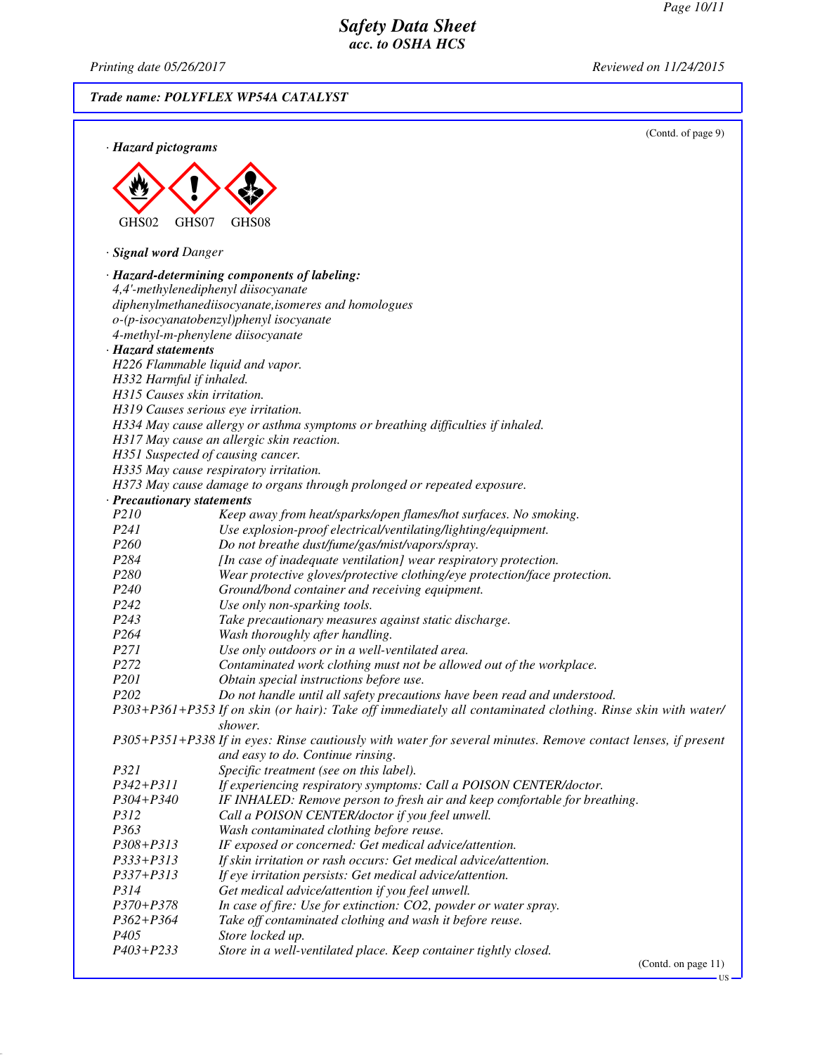**Safety Data Sheet**
**acc. to OSHA HCS**

Printing date 05/26/2017 Reviewed on 11/24/2015

**Trade name: POLYFLEX WP54A CATALYST**

(Contd. of page 9)

· **Hazard pictograms**

GHS02 GHS07 GHS08

· **Signal word** *Danger*

· **Hazard-determining components of labeling:**
4,4'-methylenediphenyl diisocyanate
diphenylmethanediisocyanate,isomeres and homologues
o-(p-isocyanatobenzyl)phenyl isocyanate
4-methyl-m-phenylene diisocyanate

· **Hazard statements**
H226 Flammable liquid and vapor.
H332 Harmful if inhaled.
H315 Causes skin irritation.
H319 Causes serious eye irritation.
H334 May cause allergy or asthma symptoms or breathing difficulties if inhaled.
H317 May cause an allergic skin reaction.
H351 Suspected of causing cancer.
H335 May cause respiratory irritation.
H373 May cause damage to organs through prolonged or repeated exposure.

· **Precautionary statements**

| | |
|---|---|
| P210 | Keep away from heat/sparks/open flames/hot surfaces. No smoking. |
| P241 | Use explosion-proof electrical/ventilating/lighting/equipment. |
| P260 | Do not breathe dust/fume/gas/mist/vapors/spray. |
| P284 | [In case of inadequate ventilation] wear respiratory protection. |
| P280 | Wear protective gloves/protective clothing/eye protection/face protection. |
| P240 | Ground/bond container and receiving equipment. |
| P242 | Use only non-sparking tools. |
| P243 | Take precautionary measures against static discharge. |
| P264 | Wash thoroughly after handling. |
| P271 | Use only outdoors or in a well-ventilated area. |
| P272 | Contaminated work clothing must not be allowed out of the workplace. |
| P201 | Obtain special instructions before use. |
| P202 | Do not handle until all safety precautions have been read and understood. |
| P303+P361+P353 | If on skin (or hair): Take off immediately all contaminated clothing. Rinse skin with water/shower. |
| P305+P351+P338 | If in eyes: Rinse cautiously with water for several minutes. Remove contact lenses, if present and easy to do. Continue rinsing. |
| P321 | Specific treatment (see on this label). |
| P342+P311 | If experiencing respiratory symptoms: Call a POISON CENTER/doctor. |
| P304+P340 | IF INHALED: Remove person to fresh air and keep comfortable for breathing. |
| P312 | Call a POISON CENTER/doctor if you feel unwell. |
| P363 | Wash contaminated clothing before reuse. |
| P308+P313 | IF exposed or concerned: Get medical advice/attention. |
| P333+P313 | If skin irritation or rash occurs: Get medical advice/attention. |
| P337+P313 | If eye irritation persists: Get medical advice/attention. |
| P314 | Get medical advice/attention if you feel unwell. |
| P370+P378 | In case of fire: Use for extinction: $CO_2$, powder or water spray. |
| P362+P364 | Take off contaminated clothing and wash it before reuse. |
| P405 | Store locked up. |
| P403+P233 | Store in a well-ventilated place. Keep container tightly closed. |

(Contd. on page 11)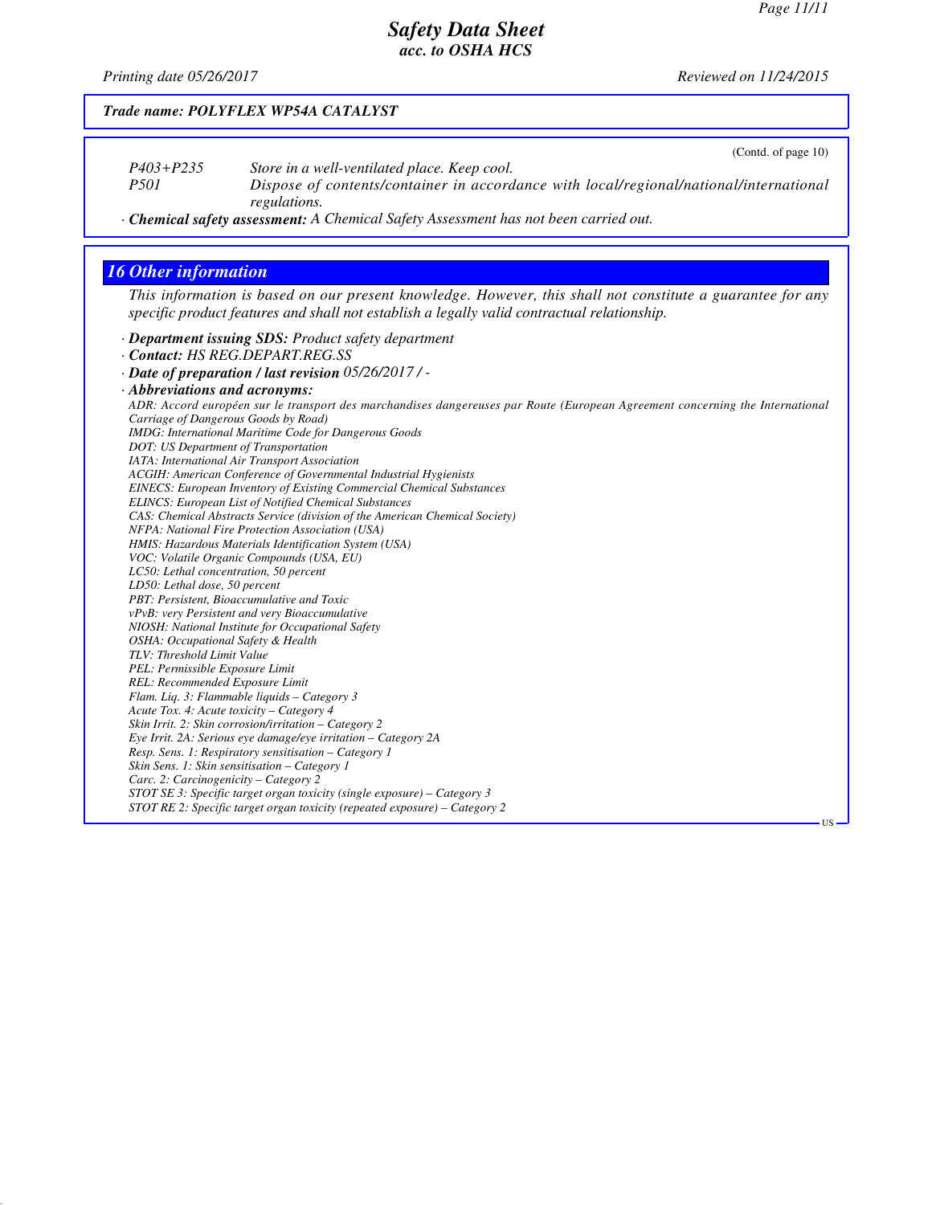*Trade name: POLYFLEX WP54A CATALYST*

(Contd. of page 10)

| | |
|---|---|
| P403+P235 | Store in a well-ventilated place. Keep cool. |
| P501 | Dispose of contents/container in accordance with local/regional/national/international regulations. |

· **Chemical safety assessment:** A Chemical Safety Assessment has not been carried out.

## 16 Other information

*This information is based on our present knowledge. However, this shall not constitute a guarantee for any specific product features and shall not establish a legally valid contractual relationship.*

· **Department issuing SDS:** Product safety department
· **Contact:** HS REG.DEPART.REG.SS
· **Date of preparation / last revision** 05/26/2017 / -
· **Abbreviations and acronyms:**

ADR: Accord européen sur le transport des marchandises dangereuses par Route (European Agreement concerning the International Carriage of Dangerous Goods by Road)
IMDG: International Maritime Code for Dangerous Goods
DOT: US Department of Transportation
IATA: International Air Transport Association
ACGIH: American Conference of Governmental Industrial Hygienists
EINECS: European Inventory of Existing Commercial Chemical Substances
ELINCS: European List of Notified Chemical Substances
CAS: Chemical Abstracts Service (division of the American Chemical Society)
NFPA: National Fire Protection Association (USA)
HMIS: Hazardous Materials Identification System (USA)
VOC: Volatile Organic Compounds (USA, EU)
LC50: Lethal concentration, 50 percent
LD50: Lethal dose, 50 percent
PBT: Persistent, Bioaccumulative and Toxic
vPvB: very Persistent and very Bioaccumulative
NIOSH: National Institute for Occupational Safety
OSHA: Occupational Safety & Health
TLV: Threshold Limit Value
PEL: Permissible Exposure Limit
REL: Recommended Exposure Limit
Flam. Liq. 3: Flammable liquids – Category 3
Acute Tox. 4: Acute toxicity – Category 4
Skin Irrit. 2: Skin corrosion/irritation – Category 2
Eye Irrit. 2A: Serious eye damage/eye irritation – Category 2A
Resp. Sens. 1: Respiratory sensitisation – Category 1
Skin Sens. 1: Skin sensitisation – Category 1
Carc. 2: Carcinogenicity – Category 2
STOT SE 3: Specific target organ toxicity (single exposure) – Category 3
STOT RE 2: Specific target organ toxicity (repeated exposure) – Category 2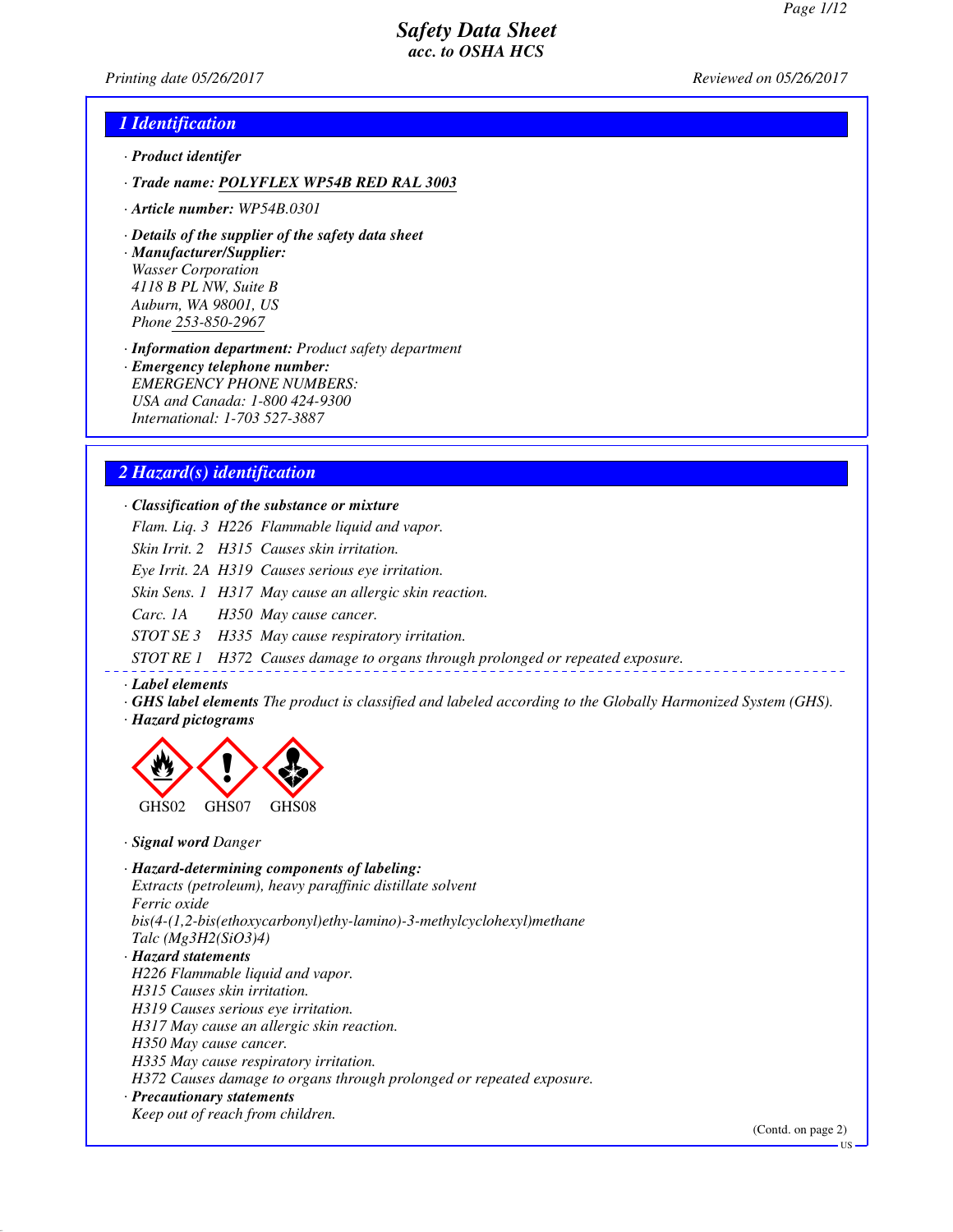# Safety Data Sheet
## acc. to OSHA HCS

Printing date 05/26/2017 Reviewed on 05/26/2017

## 1 Identification

· **Product identifer**

· **Trade name:** **POLYFLEX WP54B RED RAL 3003**

· **Article number:** WP54B.0301

· **Details of the supplier of the safety data sheet**

· **Manufacturer/Supplier:**
Wasser Corporation
4118 B PL NW, Suite B
Auburn, WA 98001, US
Phone 253-850-2967

· **Information department:** Product safety department

· **Emergency telephone number:**
EMERGENCY PHONE NUMBERS:
USA and Canada: 1-800 424-9300
International: 1-703 527-3887

## 2 Hazard(s) identification

· **Classification of the substance or mixture**

| | | |
|---|---|---|
| Flam. Liq. 3 | H226 | Flammable liquid and vapor. |
| Skin Irrit. 2 | H315 | Causes skin irritation. |
| Eye Irrit. 2A | H319 | Causes serious eye irritation. |
| Skin Sens. 1 | H317 | May cause an allergic skin reaction. |
| Carc. 1A | H350 | May cause cancer. |
| STOT SE 3 | H335 | May cause respiratory irritation. |
| STOT RE 1 | H372 | Causes damage to organs through prolonged or repeated exposure. |

· **Label elements**

· **GHS label elements** The product is classified and labeled according to the Globally Harmonized System (GHS).

· **Hazard pictograms**

GHS02 GHS07 GHS08

· **Signal word** Danger

· **Hazard-determining components of labeling:**
Extracts (petroleum), heavy paraffinic distillate solvent
Ferric oxide
bis(4-(1,2-bis(ethoxycarbonyl)ethy-lamino)-3-methylcyclohexyl)methane
Talc ($Mg_3H_2(SiO_3)_4$)

· **Hazard statements**
H226 Flammable liquid and vapor.
H315 Causes skin irritation.
H319 Causes serious eye irritation.
H317 May cause an allergic skin reaction.
H350 May cause cancer.
H335 May cause respiratory irritation.
H372 Causes damage to organs through prolonged or repeated exposure.

· **Precautionary statements**
Keep out of reach from children.

(Contd. on page 2)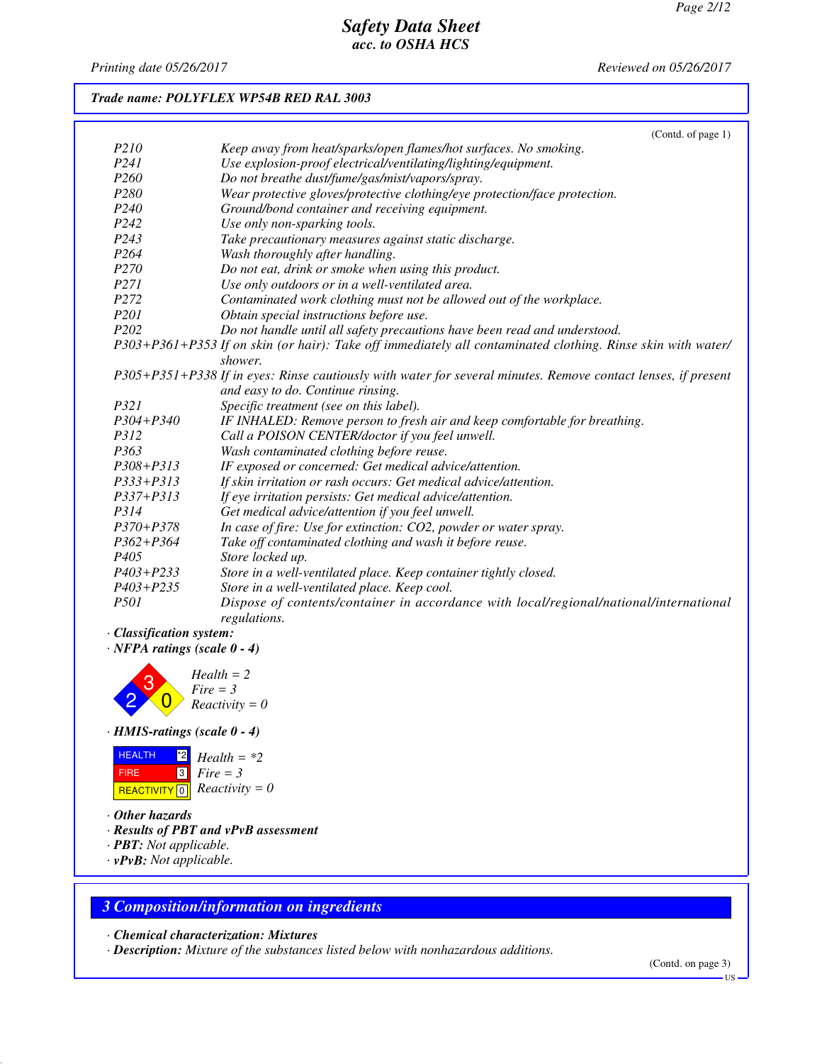*Trade name: POLYFLEX WP54B RED RAL 3003*

(Contd. of page 1)

| | |
|---|---|
| P210 | Keep away from heat/sparks/open flames/hot surfaces. No smoking. |
| P241 | Use explosion-proof electrical/ventilating/lighting/equipment. |
| P260 | Do not breathe dust/fume/gas/mist/vapors/spray. |
| P280 | Wear protective gloves/protective clothing/eye protection/face protection. |
| P240 | Ground/bond container and receiving equipment. |
| P242 | Use only non-sparking tools. |
| P243 | Take precautionary measures against static discharge. |
| P264 | Wash thoroughly after handling. |
| P270 | Do not eat, drink or smoke when using this product. |
| P271 | Use only outdoors or in a well-ventilated area. |
| P272 | Contaminated work clothing must not be allowed out of the workplace. |
| P201 | Obtain special instructions before use. |
| P202 | Do not handle until all safety precautions have been read and understood. |
| P303+P361+P353 | If on skin (or hair): Take off immediately all contaminated clothing. Rinse skin with water/shower. |
| P305+P351+P338 | If in eyes: Rinse cautiously with water for several minutes. Remove contact lenses, if present and easy to do. Continue rinsing. |
| P321 | Specific treatment (see on this label). |
| P304+P340 | IF INHALED: Remove person to fresh air and keep comfortable for breathing. |
| P312 | Call a POISON CENTER/doctor if you feel unwell. |
| P363 | Wash contaminated clothing before reuse. |
| P308+P313 | IF exposed or concerned: Get medical advice/attention. |
| P333+P313 | If skin irritation or rash occurs: Get medical advice/attention. |
| P337+P313 | If eye irritation persists: Get medical advice/attention. |
| P314 | Get medical advice/attention if you feel unwell. |
| P370+P378 | In case of fire: Use for extinction: CO2, powder or water spray. |
| P362+P364 | Take off contaminated clothing and wash it before reuse. |
| P405 | Store locked up. |
| P403+P233 | Store in a well-ventilated place. Keep container tightly closed. |
| P403+P235 | Store in a well-ventilated place. Keep cool. |
| P501 | Dispose of contents/container in accordance with local/regional/national/international regulations. |

· **Classification system:**

· **NFPA ratings (scale 0 - 4)**

*Health = 2*
*Fire = 3*
*Reactivity = 0*

· **HMIS-ratings (scale 0 - 4)**

| | |
|---|---|
| HEALTH | *2 |
| FIRE | 3 |
| REACTIVITY | 0 |

*Health = \*2*
*Fire = 3*
*Reactivity = 0*

· **Other hazards**

· **Results of PBT and vPvB assessment**

· **PBT:** Not applicable.

· **vPvB:** Not applicable.

## 3 Composition/information on ingredients

· **Chemical characterization: Mixtures**

· **Description:** Mixture of the substances listed below with nonhazardous additions.

(Contd. on page 3)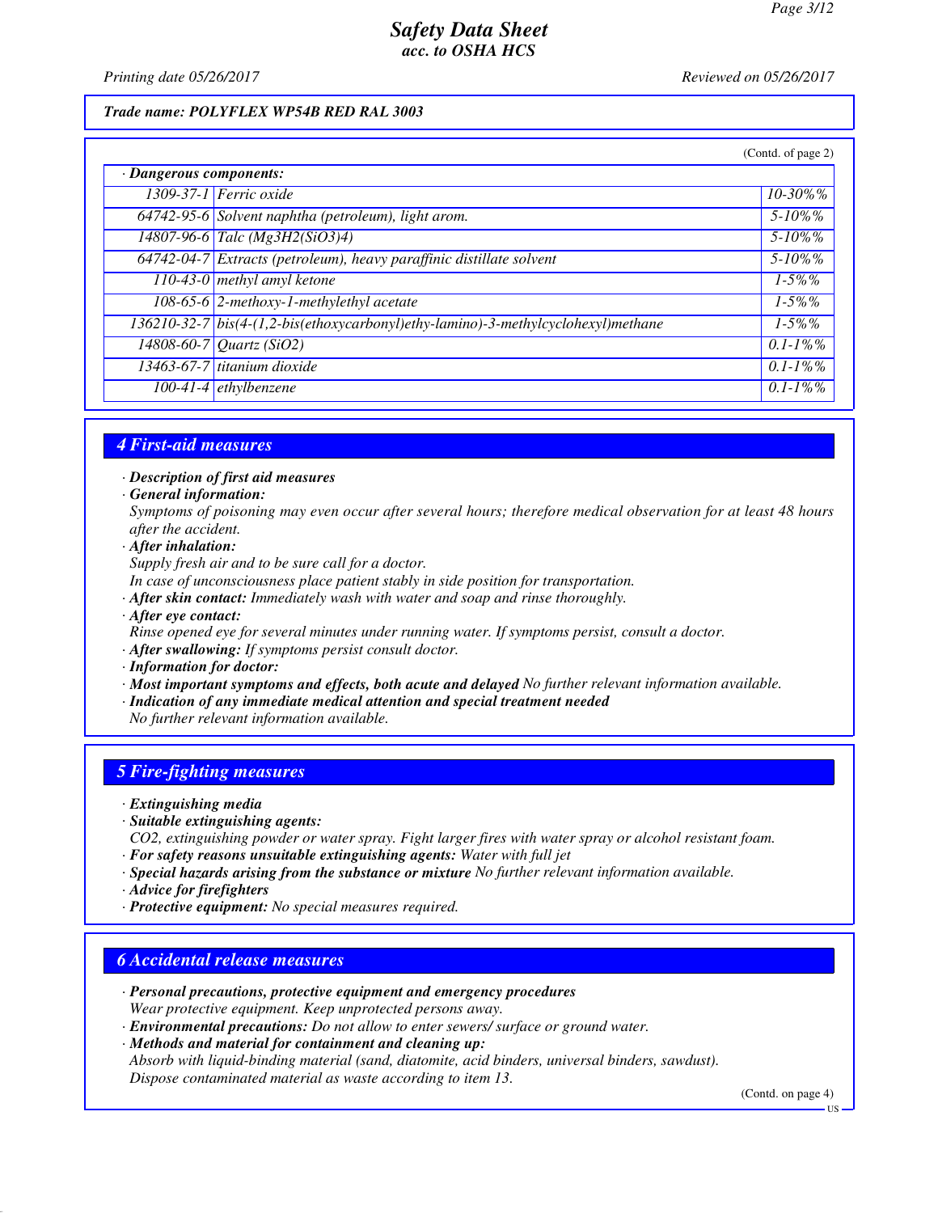Trade name: POLYFLEX WP54B RED RAL 3003

(Contd. of page 2)

| · Dangerous components: | | |
|---|---|---|
| 1309-37-1 | Ferric oxide | 10-30%% |
| 64742-95-6 | Solvent naphtha (petroleum), light arom. | 5-10%% |
| 14807-96-6 | Talc ($Mg_3H_2(SiO_3)_4$) | 5-10%% |
| 64742-04-7 | Extracts (petroleum), heavy paraffinic distillate solvent | 5-10%% |
| 110-43-0 | methyl amyl ketone | 1-5%% |
| 108-65-6 | 2-methoxy-1-methylethyl acetate | 1-5%% |
| 136210-32-7 | bis(4-(1,2-bis(ethoxycarbonyl)ethy-lamino)-3-methylcyclohexyl)methane | 1-5%% |
| 14808-60-7 | Quartz ($SiO_2$) | 0.1-1%% |
| 13463-67-7 | titanium dioxide | 0.1-1%% |
| 100-41-4 | ethylbenzene | 0.1-1%% |

## 4 First-aid measures

· **Description of first aid measures**

· **General information:**
Symptoms of poisoning may even occur after several hours; therefore medical observation for at least 48 hours after the accident.

· **After inhalation:**
Supply fresh air and to be sure call for a doctor.
In case of unconsciousness place patient stably in side position for transportation.

· **After skin contact:** Immediately wash with water and soap and rinse thoroughly.

· **After eye contact:**
Rinse opened eye for several minutes under running water. If symptoms persist, consult a doctor.

· **After swallowing:** If symptoms persist consult doctor.

· **Information for doctor:**

· **Most important symptoms and effects, both acute and delayed** No further relevant information available.

· **Indication of any immediate medical attention and special treatment needed**
No further relevant information available.

## 5 Fire-fighting measures

· **Extinguishing media**

· **Suitable extinguishing agents:**
$CO_2$, extinguishing powder or water spray. Fight larger fires with water spray or alcohol resistant foam.

· **For safety reasons unsuitable extinguishing agents:** Water with full jet

· **Special hazards arising from the substance or mixture** No further relevant information available.

· **Advice for firefighters**

· **Protective equipment:** No special measures required.

## 6 Accidental release measures

· **Personal precautions, protective equipment and emergency procedures**
Wear protective equipment. Keep unprotected persons away.

· **Environmental precautions:** Do not allow to enter sewers/ surface or ground water.

· **Methods and material for containment and cleaning up:**
Absorb with liquid-binding material (sand, diatomite, acid binders, universal binders, sawdust).
Dispose contaminated material as waste according to item 13.

(Contd. on page 4)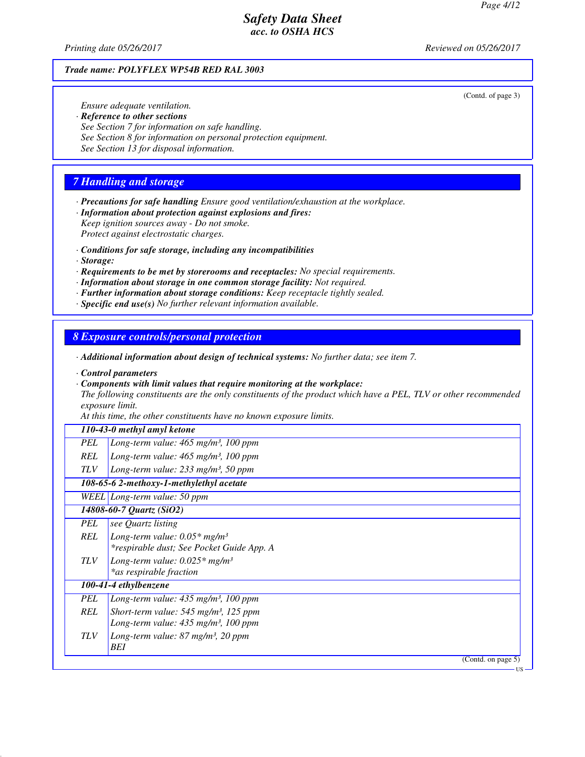*Trade name: POLYFLEX WP54B RED RAL 3003*

(Contd. of page 3)

Ensure adequate ventilation.

· **Reference to other sections**

See Section 7 for information on safe handling.

See Section 8 for information on personal protection equipment.

See Section 13 for disposal information.

## 7 Handling and storage

· **Precautions for safe handling** Ensure good ventilation/exhaustion at the workplace.

· **Information about protection against explosions and fires:**

Keep ignition sources away - Do not smoke.

Protect against electrostatic charges.

· **Conditions for safe storage, including any incompatibilities**

· **Storage:**

· **Requirements to be met by storerooms and receptacles:** No special requirements.

· **Information about storage in one common storage facility:** Not required.

· **Further information about storage conditions:** Keep receptacle tightly sealed.

· **Specific end use(s)** No further relevant information available.

## 8 Exposure controls/personal protection

· **Additional information about design of technical systems:** No further data; see item 7.

· **Control parameters**

· **Components with limit values that require monitoring at the workplace:**

The following constituents are the only constituents of the product which have a PEL, TLV or other recommended exposure limit.

At this time, the other constituents have no known exposure limits.

| **110-43-0 methyl amyl ketone** | |
|---|---|
| PEL | Long-term value: 465 mg/m³, 100 ppm |
| REL | Long-term value: 465 mg/m³, 100 ppm |
| TLV | Long-term value: 233 mg/m³, 50 ppm |
| **108-65-6 2-methoxy-1-methylethyl acetate** | |
| WEEL | Long-term value: 50 ppm |
| **14808-60-7 Quartz (SiO2)** | |
| PEL | see Quartz listing |
| REL | Long-term value: 0.05* mg/m³<br>*respirable dust; See Pocket Guide App. A |
| TLV | Long-term value: 0.025* mg/m³<br>*as respirable fraction |
| **100-41-4 ethylbenzene** | |
| PEL | Long-term value: 435 mg/m³, 100 ppm |
| REL | Short-term value: 545 mg/m³, 125 ppm<br>Long-term value: 435 mg/m³, 100 ppm |
| TLV | Long-term value: 87 mg/m³, 20 ppm<br>BEI |

(Contd. on page 5)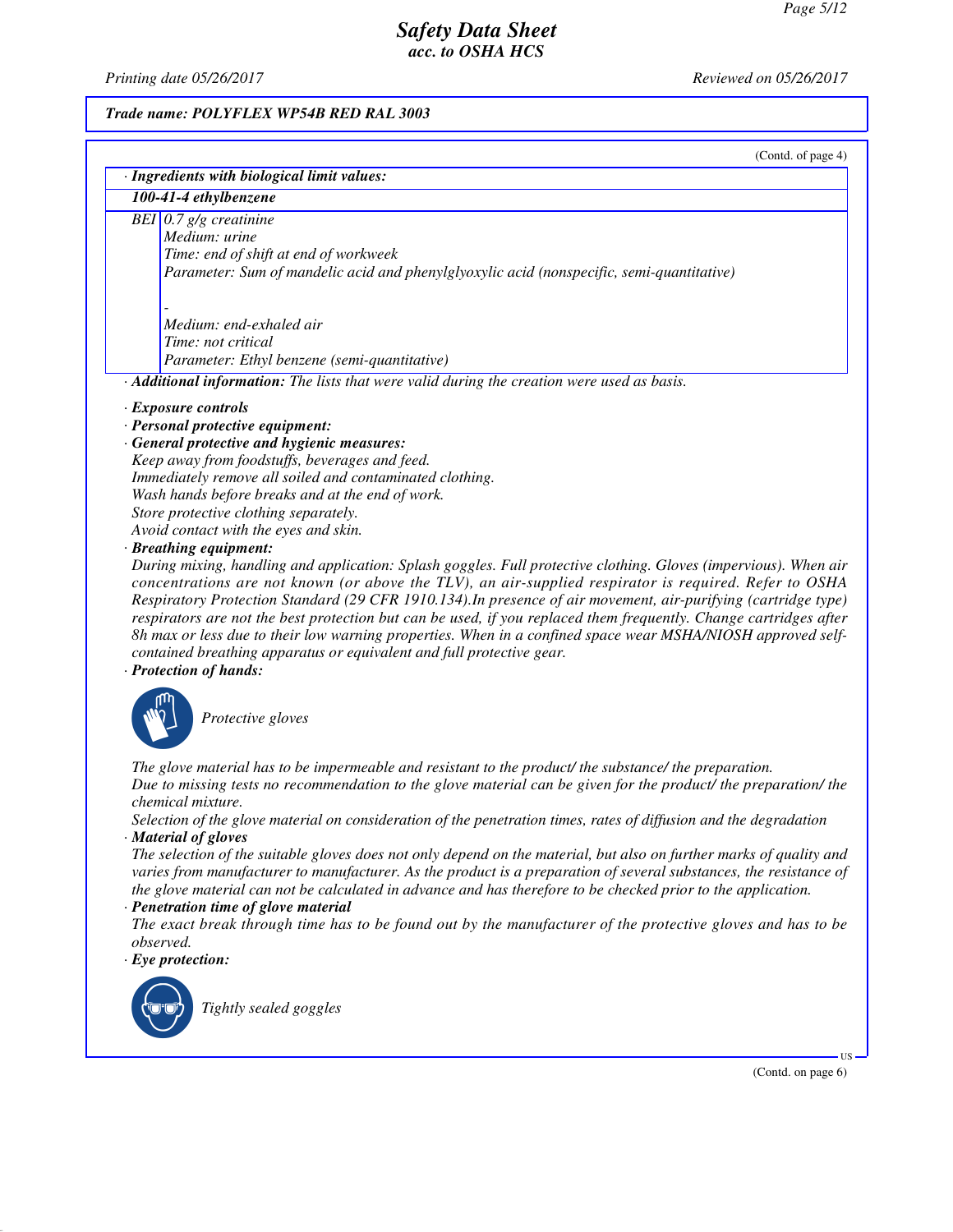*Trade name:* ***POLYFLEX WP54B RED RAL 3003***

(Contd. of page 4)

| · Ingredients with biological limit values: | |
|---|---|
| **100-41-4 ethylbenzene** | |
| BEI | 0.7 g/g creatinine<br>Medium: urine<br>Time: end of shift at end of workweek<br>Parameter: Sum of mandelic acid and phenylglyoxylic acid (nonspecific, semi-quantitative)<br><br>-<br>Medium: end-exhaled air<br>Time: not critical<br>Parameter: Ethyl benzene (semi-quantitative) |

· ***Additional information:*** *The lists that were valid during the creation were used as basis.*

· ***Exposure controls***

· ***Personal protective equipment:***

· ***General protective and hygienic measures:***

*Keep away from foodstuffs, beverages and feed.*
*Immediately remove all soiled and contaminated clothing.*
*Wash hands before breaks and at the end of work.*
*Store protective clothing separately.*
*Avoid contact with the eyes and skin.*

· ***Breathing equipment:***

*During mixing, handling and application: Splash goggles. Full protective clothing. Gloves (impervious). When air concentrations are not known (or above the TLV), an air-supplied respirator is required. Refer to OSHA Respiratory Protection Standard (29 CFR 1910.134).In presence of air movement, air-purifying (cartridge type) respirators are not the best protection but can be used, if you replaced them frequently. Change cartridges after 8h max or less due to their low warning properties. When in a confined space wear MSHA/NIOSH approved self-contained breathing apparatus or equivalent and full protective gear.*

· ***Protection of hands:***

*Protective gloves*

*The glove material has to be impermeable and resistant to the product/ the substance/ the preparation.*
*Due to missing tests no recommendation to the glove material can be given for the product/ the preparation/ the chemical mixture.*
*Selection of the glove material on consideration of the penetration times, rates of diffusion and the degradation*

· ***Material of gloves***

*The selection of the suitable gloves does not only depend on the material, but also on further marks of quality and varies from manufacturer to manufacturer. As the product is a preparation of several substances, the resistance of the glove material can not be calculated in advance and has therefore to be checked prior to the application.*

· ***Penetration time of glove material***

*The exact break through time has to be found out by the manufacturer of the protective gloves and has to be observed.*

· ***Eye protection:***

*Tightly sealed goggles*

(Contd. on page 6)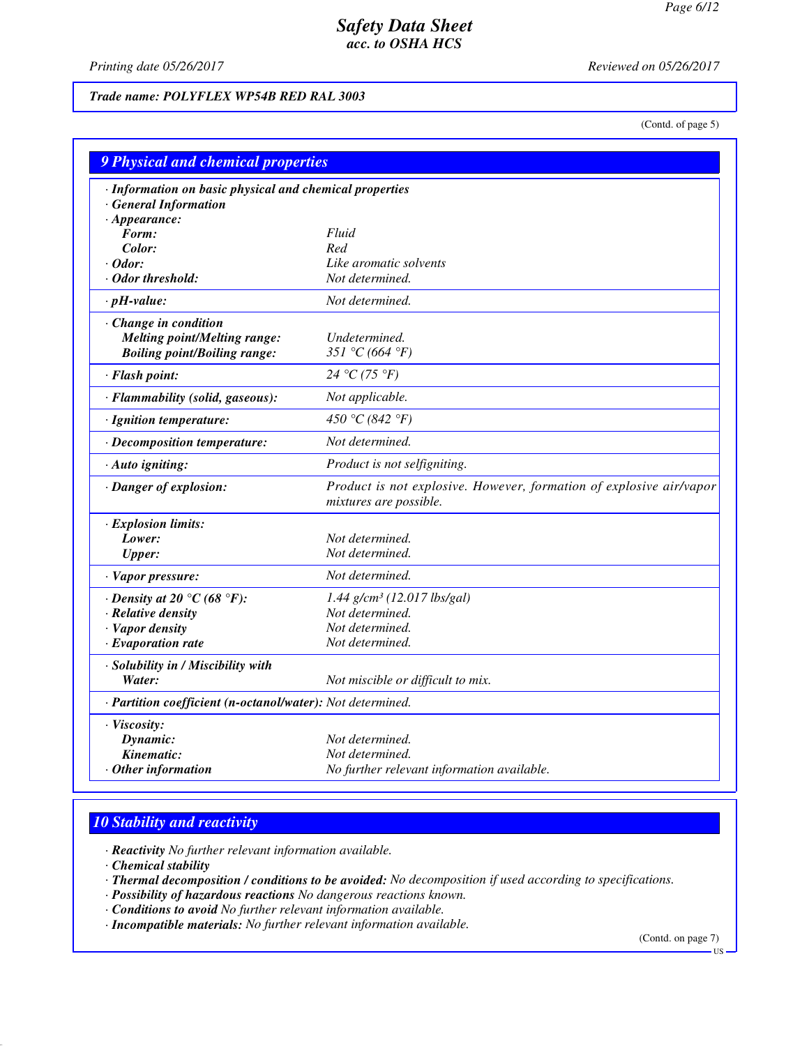Trade name: **POLYFLEX WP54B RED RAL 3003**

(Contd. of page 5)

## 9 Physical and chemical properties

| | |
|---|---|
| **· Information on basic physical and chemical properties** | |
| **· General Information** | |
| **· Appearance:** | |
| **Form:** | Fluid |
| **Color:** | Red |
| **· Odor:** | Like aromatic solvents |
| **· Odor threshold:** | Not determined. |
| **· pH-value:** | Not determined. |
| **· Change in condition** | |
| **Melting point/Melting range:** | Undetermined. |
| **Boiling point/Boiling range:** | 351 °C (664 °F) |
| **· Flash point:** | 24 °C (75 °F) |
| **· Flammability (solid, gaseous):** | Not applicable. |
| **· Ignition temperature:** | 450 °C (842 °F) |
| **· Decomposition temperature:** | Not determined. |
| **· Auto igniting:** | Product is not selfigniting. |
| **· Danger of explosion:** | Product is not explosive. However, formation of explosive air/vapor mixtures are possible. |
| **· Explosion limits:** | |
| **Lower:** | Not determined. |
| **Upper:** | Not determined. |
| **· Vapor pressure:** | Not determined. |
| **· Density at 20 °C (68 °F):** | 1.44 g/cm³ (12.017 lbs/gal) |
| **· Relative density** | Not determined. |
| **· Vapor density** | Not determined. |
| **· Evaporation rate** | Not determined. |
| **· Solubility in / Miscibility with** | |
| **Water:** | Not miscible or difficult to mix. |
| **· Partition coefficient (n-octanol/water):** | Not determined. |
| **· Viscosity:** | |
| **Dynamic:** | Not determined. |
| **Kinematic:** | Not determined. |
| **· Other information** | No further relevant information available. |

## 10 Stability and reactivity

- **Reactivity** No further relevant information available.
- **Chemical stability**
- **Thermal decomposition / conditions to be avoided:** No decomposition if used according to specifications.
- **Possibility of hazardous reactions** No dangerous reactions known.
- **Conditions to avoid** No further relevant information available.
- **Incompatible materials:** No further relevant information available.

(Contd. on page 7)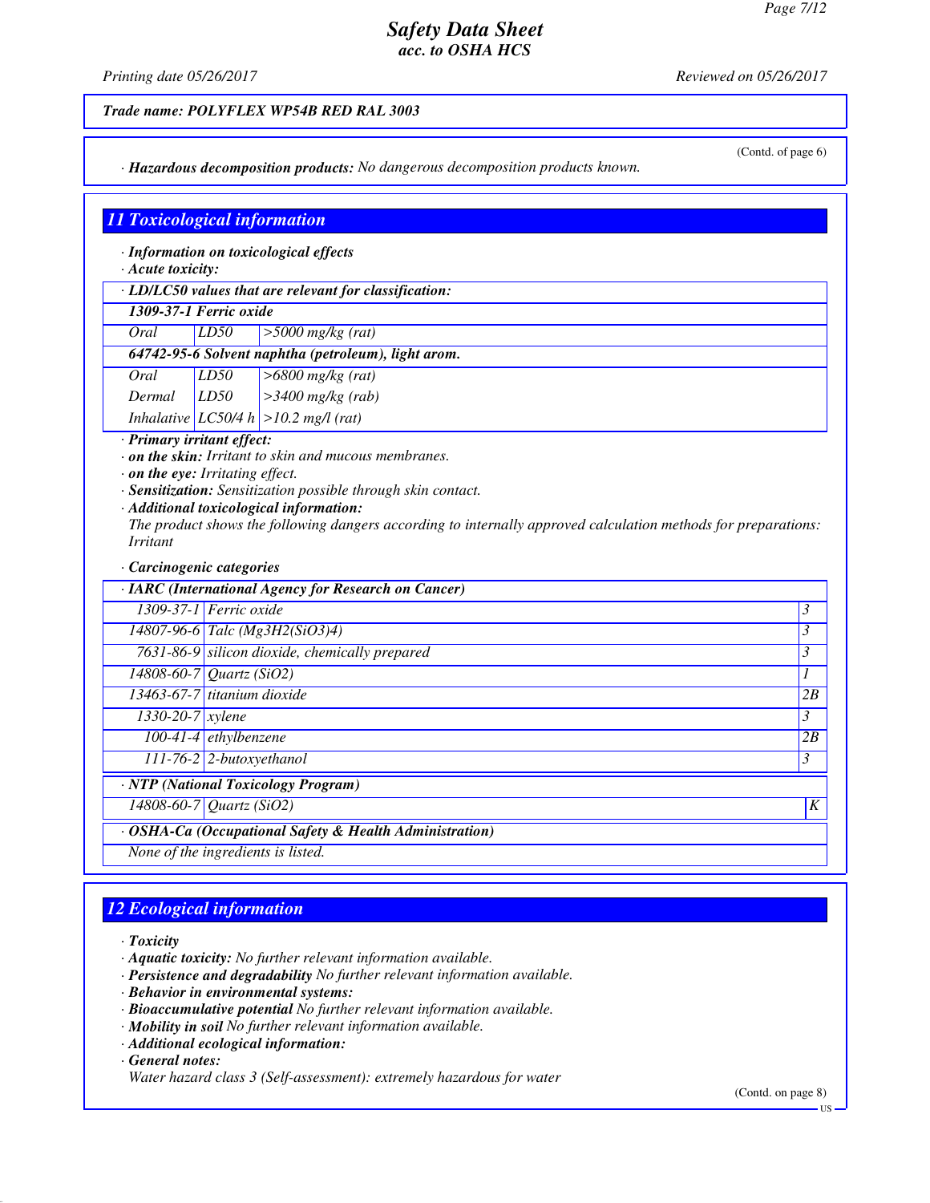*Trade name: POLYFLEX WP54B RED RAL 3003*

(Contd. of page 6)

· **Hazardous decomposition products:** No dangerous decomposition products known.

## 11 Toxicological information

· **Information on toxicological effects**

· **Acute toxicity:**

| · LD/LC50 values that are relevant for classification: | | |
|---|---|---|
| **1309-37-1 Ferric oxide** | | |
| Oral | LD50 | >5000 mg/kg (rat) |
| **64742-95-6 Solvent naphtha (petroleum), light arom.** | | |
| Oral | LD50 | >6800 mg/kg (rat) |
| Dermal | LD50 | >3400 mg/kg (rab) |
| Inhalative | LC50/4 h | >10.2 mg/l (rat) |

· **Primary irritant effect:**

· **on the skin:** Irritant to skin and mucous membranes.

· **on the eye:** Irritating effect.

· **Sensitization:** Sensitization possible through skin contact.

· **Additional toxicological information:**

The product shows the following dangers according to internally approved calculation methods for preparations: Irritant

· **Carcinogenic categories**

| · IARC (International Agency for Research on Cancer) | | |
|---|---|---|
| 1309-37-1 | Ferric oxide | 3 |
| 14807-96-6 | Talc ($Mg_3H_2(SiO_3)_4$) | 3 |
| 7631-86-9 | silicon dioxide, chemically prepared | 3 |
| 14808-60-7 | Quartz ($SiO_2$) | 1 |
| 13463-67-7 | titanium dioxide | 2B |
| 1330-20-7 | xylene | 3 |
| 100-41-4 | ethylbenzene | 2B |
| 111-76-2 | 2-butoxyethanol | 3 |

| · NTP (National Toxicology Program) | | |
|---|---|---|
| 14808-60-7 | Quartz ($SiO_2$) | K |

| · OSHA-Ca (Occupational Safety & Health Administration) |
|---|
| None of the ingredients is listed. |

## 12 Ecological information

· **Toxicity**

· **Aquatic toxicity:** No further relevant information available.

· **Persistence and degradability** No further relevant information available.

· **Behavior in environmental systems:**

· **Bioaccumulative potential** No further relevant information available.

· **Mobility in soil** No further relevant information available.

· **Additional ecological information:**

· **General notes:**

Water hazard class 3 (Self-assessment): extremely hazardous for water

(Contd. on page 8)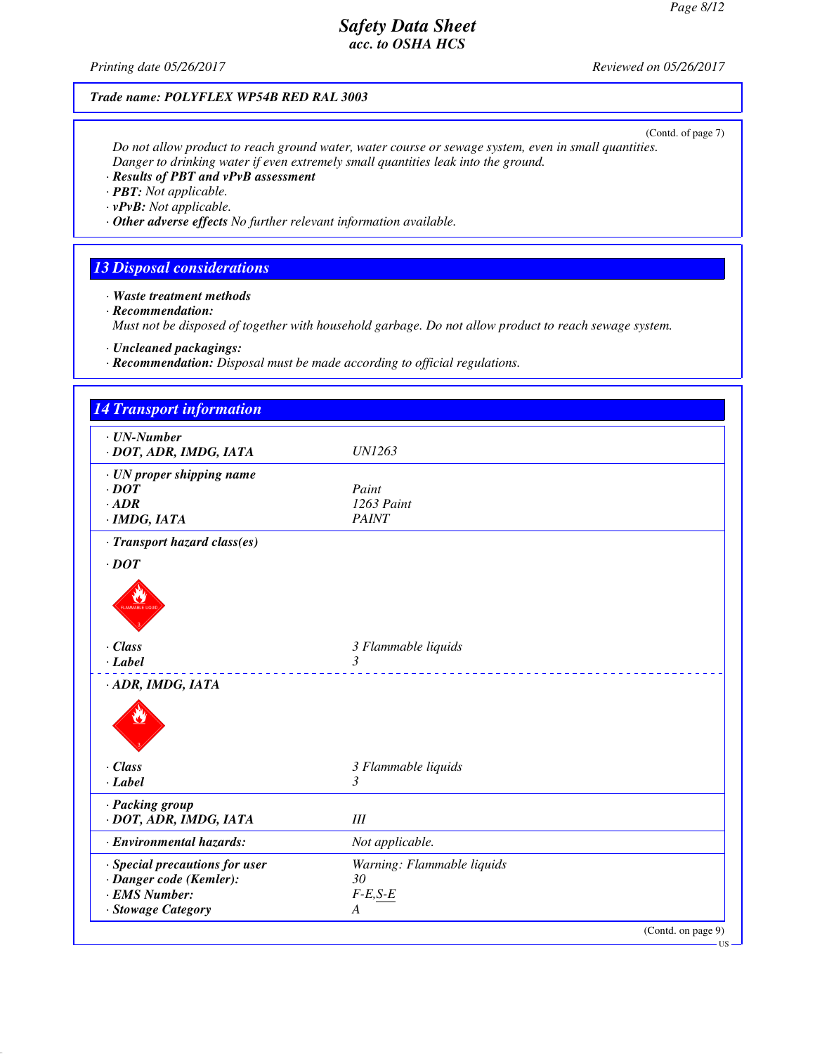(Contd. of page 7)

Do not allow product to reach ground water, water course or sewage system, even in small quantities.
Danger to drinking water if even extremely small quantities leak into the ground.

· ***Results of PBT and vPvB assessment***
· ***PBT:*** *Not applicable.*
· ***vPvB:*** *Not applicable.*
· ***Other adverse effects*** *No further relevant information available.*

## 13 Disposal considerations

· ***Waste treatment methods***
· ***Recommendation:***
*Must not be disposed of together with household garbage. Do not allow product to reach sewage system.*

· ***Uncleaned packagings:***
· ***Recommendation:*** *Disposal must be made according to official regulations.*

## 14 Transport information

| | |
|---|---|
| · **UN-Number** | |
| · **DOT, ADR, IMDG, IATA** | UN1263 |
| · **UN proper shipping name** | |
| · **DOT** | Paint |
| · **ADR** | 1263 Paint |
| · **IMDG, IATA** | PAINT |
| · **Transport hazard class(es)** | |
| · **DOT** | |
| · **Class** | 3 Flammable liquids |
| · **Label** | 3 |
| · **ADR, IMDG, IATA** | |
| · **Class** | 3 Flammable liquids |
| · **Label** | 3 |
| · **Packing group** | |
| · **DOT, ADR, IMDG, IATA** | III |
| · **Environmental hazards:** | Not applicable. |
| · **Special precautions for user** | Warning: Flammable liquids |
| · **Danger code (Kemler):** | 30 |
| · **EMS Number:** | F-E,S-E |
| · **Stowage Category** | A |

(Contd. on page 9)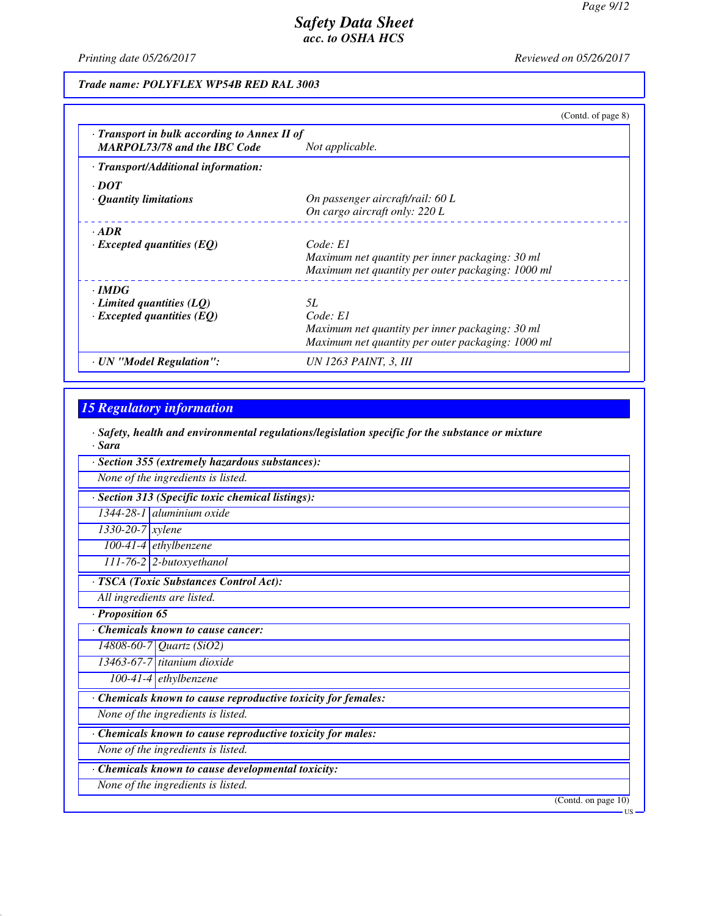**Trade name: POLYFLEX WP54B RED RAL 3003**

(Contd. of page 8)

| | |
|---|---|
| · **Transport in bulk according to Annex II of MARPOL73/78 and the IBC Code** | Not applicable. |
| · **Transport/Additional information:** | |
| · **DOT** | |
| · **Quantity limitations** | On passenger aircraft/rail: 60 L<br>On cargo aircraft only: 220 L |
| · **ADR** | |
| · **Excepted quantities (EQ)** | Code: E1<br>Maximum net quantity per inner packaging: 30 ml<br>Maximum net quantity per outer packaging: 1000 ml |
| · **IMDG** | |
| · **Limited quantities (LQ)** | 5L |
| · **Excepted quantities (EQ)** | Code: E1<br>Maximum net quantity per inner packaging: 30 ml<br>Maximum net quantity per outer packaging: 1000 ml |
| · **UN "Model Regulation":** | UN 1263 PAINT, 3, III |

## 15 Regulatory information

· **Safety, health and environmental regulations/legislation specific for the substance or mixture**
· **Sara**

· **Section 355 (extremely hazardous substances):**

None of the ingredients is listed.

· **Section 313 (Specific toxic chemical listings):**

| | |
|---|---|
| 1344-28-1 | aluminium oxide |
| 1330-20-7 | xylene |
| 100-41-4 | ethylbenzene |
| 111-76-2 | 2-butoxyethanol |

· **TSCA (Toxic Substances Control Act):**

All ingredients are listed.

· **Proposition 65**

· **Chemicals known to cause cancer:**

| | |
|---|---|
| 14808-60-7 | Quartz ($SiO_2$) |
| 13463-67-7 | titanium dioxide |
| 100-41-4 | ethylbenzene |

· **Chemicals known to cause reproductive toxicity for females:**

None of the ingredients is listed.

· **Chemicals known to cause reproductive toxicity for males:**

None of the ingredients is listed.

· **Chemicals known to cause developmental toxicity:**

None of the ingredients is listed.

(Contd. on page 10)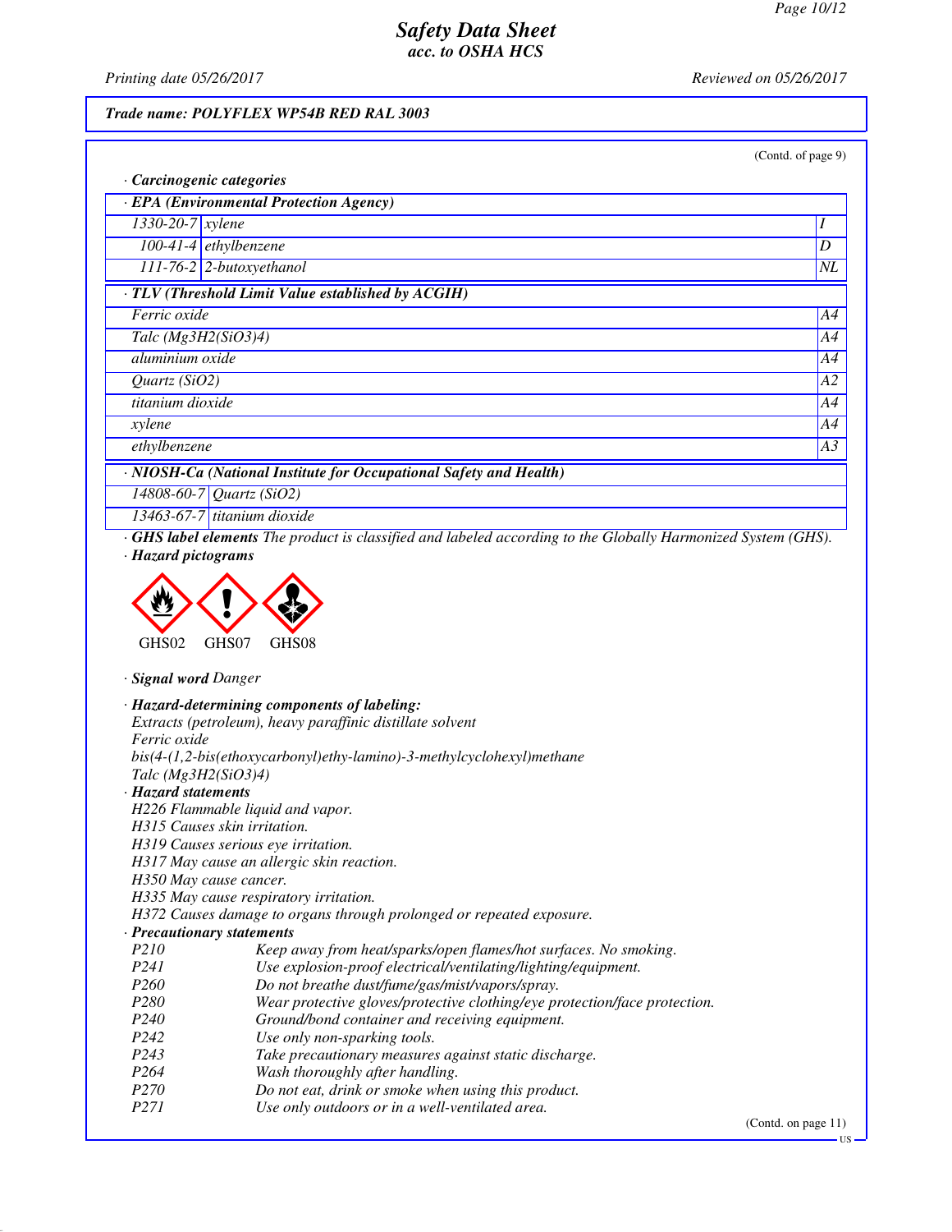(Contd. of page 9)

· **Carcinogenic categories**

| · **EPA (Environmental Protection Agency)** | | |
|---|---|---|
| 1330-20-7 | xylene | I |
| 100-41-4 | ethylbenzene | D |
| 111-76-2 | 2-butoxyethanol | NL |

| · **TLV (Threshold Limit Value established by ACGIH)** | |
|---|---|
| Ferric oxide | A4 |
| Talc (Mg3H2(SiO3)4) | A4 |
| aluminium oxide | A4 |
| Quartz (SiO2) | A2 |
| titanium dioxide | A4 |
| xylene | A4 |
| ethylbenzene | A3 |

| · **NIOSH-Ca (National Institute for Occupational Safety and Health)** | |
|---|---|
| 14808-60-7 | Quartz (SiO2) |
| 13463-67-7 | titanium dioxide |

· **GHS label elements** The product is classified and labeled according to the Globally Harmonized System (GHS).

· **Hazard pictograms**

GHS02 GHS07 GHS08

· **Signal word** Danger

· **Hazard-determining components of labeling:**
Extracts (petroleum), heavy paraffinic distillate solvent
Ferric oxide
bis(4-(1,2-bis(ethoxycarbonyl)ethy-lamino)-3-methylcyclohexyl)methane
Talc (Mg3H2(SiO3)4)

· **Hazard statements**
H226 Flammable liquid and vapor.
H315 Causes skin irritation.
H319 Causes serious eye irritation.
H317 May cause an allergic skin reaction.
H350 May cause cancer.
H335 May cause respiratory irritation.
H372 Causes damage to organs through prolonged or repeated exposure.

· **Precautionary statements**

| | |
|---|---|
| P210 | Keep away from heat/sparks/open flames/hot surfaces. No smoking. |
| P241 | Use explosion-proof electrical/ventilating/lighting/equipment. |
| P260 | Do not breathe dust/fume/gas/mist/vapors/spray. |
| P280 | Wear protective gloves/protective clothing/eye protection/face protection. |
| P240 | Ground/bond container and receiving equipment. |
| P242 | Use only non-sparking tools. |
| P243 | Take precautionary measures against static discharge. |
| P264 | Wash thoroughly after handling. |
| P270 | Do not eat, drink or smoke when using this product. |
| P271 | Use only outdoors or in a well-ventilated area. |

(Contd. on page 11)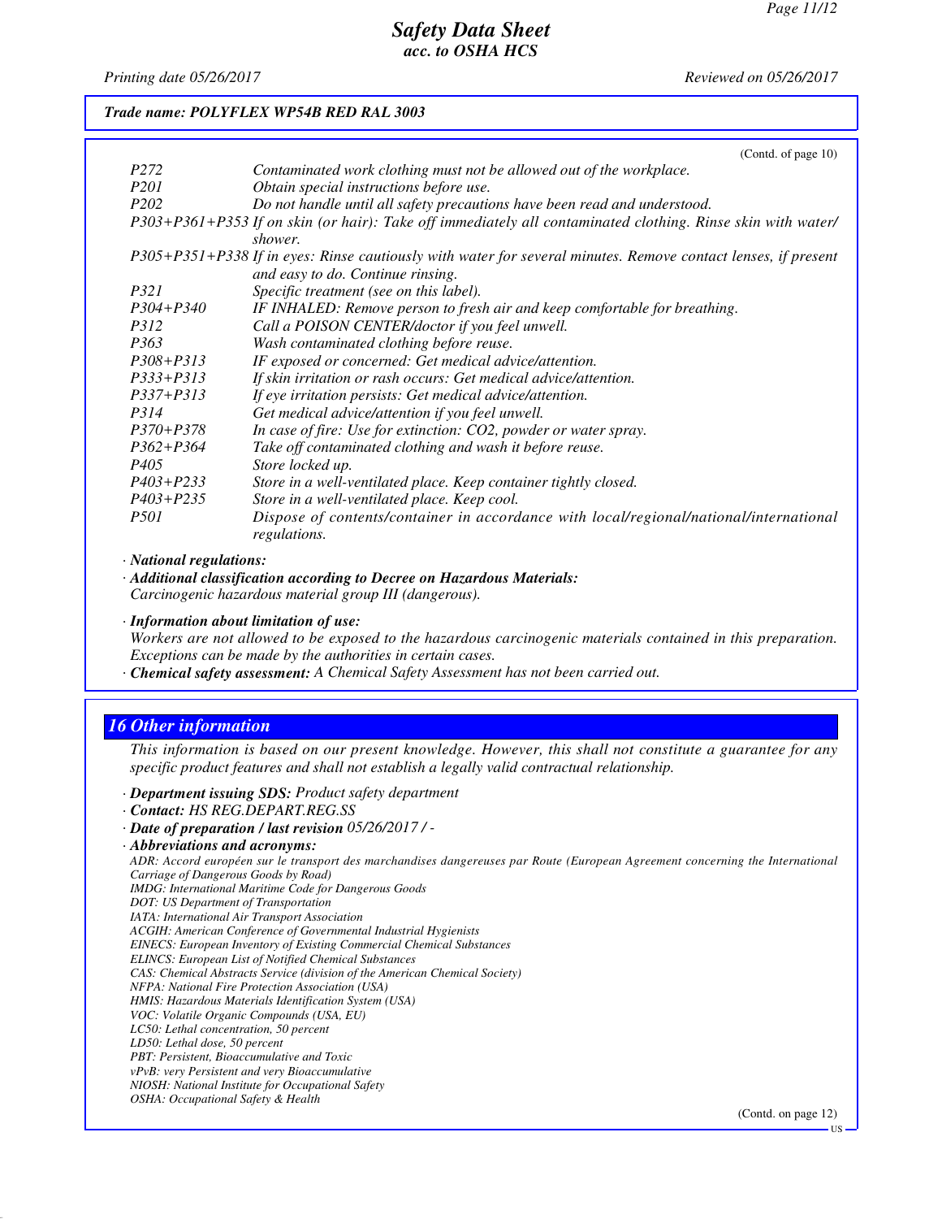*Trade name: POLYFLEX WP54B RED RAL 3003*

(Contd. of page 10)

| | |
|---|---|
| P272 | Contaminated work clothing must not be allowed out of the workplace. |
| P201 | Obtain special instructions before use. |
| P202 | Do not handle until all safety precautions have been read and understood. |
| P303+P361+P353 | If on skin (or hair): Take off immediately all contaminated clothing. Rinse skin with water/shower. |
| P305+P351+P338 | If in eyes: Rinse cautiously with water for several minutes. Remove contact lenses, if present and easy to do. Continue rinsing. |
| P321 | Specific treatment (see on this label). |
| P304+P340 | IF INHALED: Remove person to fresh air and keep comfortable for breathing. |
| P312 | Call a POISON CENTER/doctor if you feel unwell. |
| P363 | Wash contaminated clothing before reuse. |
| P308+P313 | IF exposed or concerned: Get medical advice/attention. |
| P333+P313 | If skin irritation or rash occurs: Get medical advice/attention. |
| P337+P313 | If eye irritation persists: Get medical advice/attention. |
| P314 | Get medical advice/attention if you feel unwell. |
| P370+P378 | In case of fire: Use for extinction: CO2, powder or water spray. |
| P362+P364 | Take off contaminated clothing and wash it before reuse. |
| P405 | Store locked up. |
| P403+P233 | Store in a well-ventilated place. Keep container tightly closed. |
| P403+P235 | Store in a well-ventilated place. Keep cool. |
| P501 | Dispose of contents/container in accordance with local/regional/national/international regulations. |

· **National regulations:**

· **Additional classification according to Decree on Hazardous Materials:**
Carcinogenic hazardous material group III (dangerous).

· **Information about limitation of use:**
Workers are not allowed to be exposed to the hazardous carcinogenic materials contained in this preparation. Exceptions can be made by the authorities in certain cases.

· **Chemical safety assessment:** A Chemical Safety Assessment has not been carried out.

## 16 Other information

This information is based on our present knowledge. However, this shall not constitute a guarantee for any specific product features and shall not establish a legally valid contractual relationship.

· **Department issuing SDS:** Product safety department
· **Contact:** HS REG.DEPART.REG.SS
· **Date of preparation / last revision** 05/26/2017 / -
· **Abbreviations and acronyms:**
ADR: Accord européen sur le transport des marchandises dangereuses par Route (European Agreement concerning the International Carriage of Dangerous Goods by Road)
IMDG: International Maritime Code for Dangerous Goods
DOT: US Department of Transportation
IATA: International Air Transport Association
ACGIH: American Conference of Governmental Industrial Hygienists
EINECS: European Inventory of Existing Commercial Chemical Substances
ELINCS: European List of Notified Chemical Substances
CAS: Chemical Abstracts Service (division of the American Chemical Society)
NFPA: National Fire Protection Association (USA)
HMIS: Hazardous Materials Identification System (USA)
VOC: Volatile Organic Compounds (USA, EU)
LC50: Lethal concentration, 50 percent
LD50: Lethal dose, 50 percent
PBT: Persistent, Bioaccumulative and Toxic
vPvB: very Persistent and very Bioaccumulative
NIOSH: National Institute for Occupational Safety
OSHA: Occupational Safety & Health

(Contd. on page 12)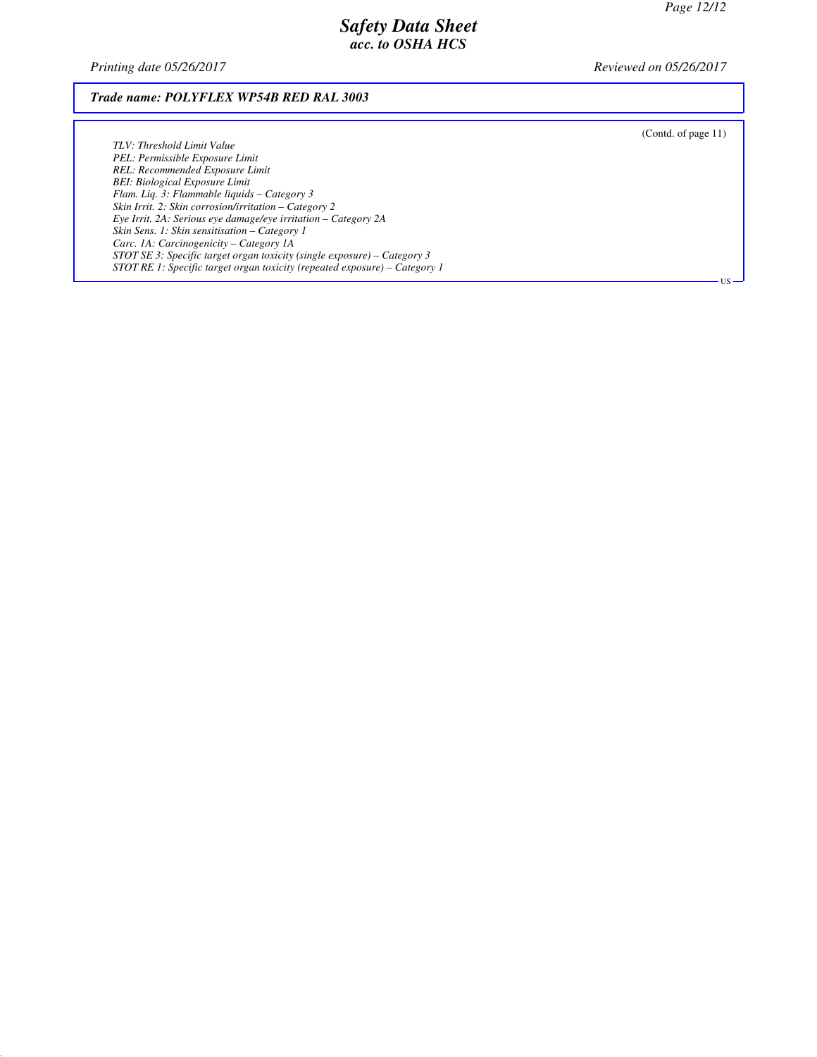*Trade name: POLYFLEX WP54B RED RAL 3003*

(Contd. of page 11)

*TLV: Threshold Limit Value*
*PEL: Permissible Exposure Limit*
*REL: Recommended Exposure Limit*
*BEI: Biological Exposure Limit*
*Flam. Liq. 3: Flammable liquids – Category 3*
*Skin Irrit. 2: Skin corrosion/irritation – Category 2*
*Eye Irrit. 2A: Serious eye damage/eye irritation – Category 2A*
*Skin Sens. 1: Skin sensitisation – Category 1*
*Carc. 1A: Carcinogenicity – Category 1A*
*STOT SE 3: Specific target organ toxicity (single exposure) – Category 3*
*STOT RE 1: Specific target organ toxicity (repeated exposure) – Category 1*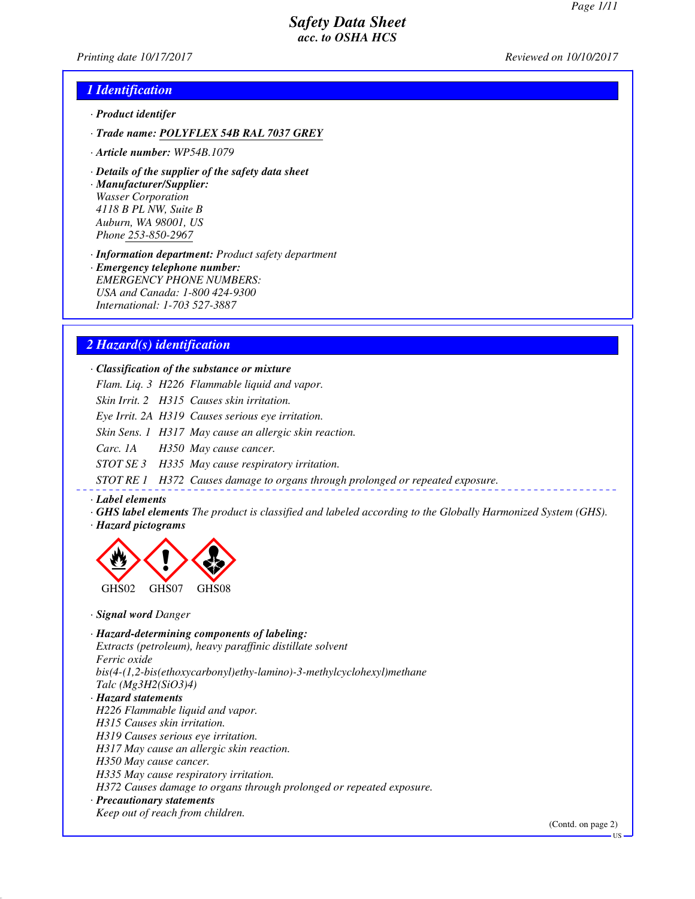# Safety Data Sheet
## acc. to OSHA HCS

Printing date 10/17/2017 Reviewed on 10/10/2017

## 1 Identification

· **Product identifer**

· **Trade name: POLYFLEX 54B RAL 7037 GREY**

· **Article number:** WP54B.1079

· **Details of the supplier of the safety data sheet**

· **Manufacturer/Supplier:**
Wasser Corporation
4118 B PL NW, Suite B
Auburn, WA 98001, US
Phone 253-850-2967

· **Information department:** Product safety department

· **Emergency telephone number:**
EMERGENCY PHONE NUMBERS:
USA and Canada: 1-800 424-9300
International: 1-703 527-3887

## 2 Hazard(s) identification

· **Classification of the substance or mixture**

| | | |
|---|---|---|
| Flam. Liq. 3 | H226 | Flammable liquid and vapor. |
| Skin Irrit. 2 | H315 | Causes skin irritation. |
| Eye Irrit. 2A | H319 | Causes serious eye irritation. |
| Skin Sens. 1 | H317 | May cause an allergic skin reaction. |
| Carc. 1A | H350 | May cause cancer. |
| STOT SE 3 | H335 | May cause respiratory irritation. |
| STOT RE 1 | H372 | Causes damage to organs through prolonged or repeated exposure. |

· **Label elements**

· **GHS label elements** The product is classified and labeled according to the Globally Harmonized System (GHS).

· **Hazard pictograms**

GHS02 GHS07 GHS08

· **Signal word** Danger

· **Hazard-determining components of labeling:**
Extracts (petroleum), heavy paraffinic distillate solvent
Ferric oxide
bis(4-(1,2-bis(ethoxycarbonyl)ethy-lamino)-3-methylcyclohexyl)methane
Talc ($Mg_3H_2(SiO_3)_4$)

· **Hazard statements**
H226 Flammable liquid and vapor.
H315 Causes skin irritation.
H319 Causes serious eye irritation.
H317 May cause an allergic skin reaction.
H350 May cause cancer.
H335 May cause respiratory irritation.
H372 Causes damage to organs through prolonged or repeated exposure.

· **Precautionary statements**
Keep out of reach from children.

(Contd. on page 2)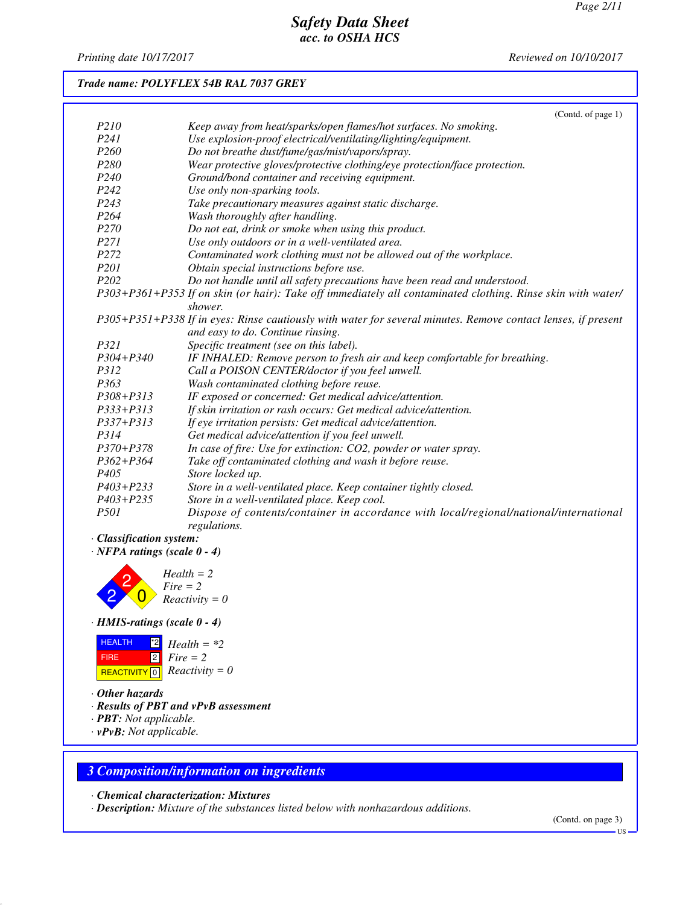**Trade name: POLYFLEX 54B RAL 7037 GREY**

(Contd. of page 1)

| | |
|---|---|
| P210 | Keep away from heat/sparks/open flames/hot surfaces. No smoking. |
| P241 | Use explosion-proof electrical/ventilating/lighting/equipment. |
| P260 | Do not breathe dust/fume/gas/mist/vapors/spray. |
| P280 | Wear protective gloves/protective clothing/eye protection/face protection. |
| P240 | Ground/bond container and receiving equipment. |
| P242 | Use only non-sparking tools. |
| P243 | Take precautionary measures against static discharge. |
| P264 | Wash thoroughly after handling. |
| P270 | Do not eat, drink or smoke when using this product. |
| P271 | Use only outdoors or in a well-ventilated area. |
| P272 | Contaminated work clothing must not be allowed out of the workplace. |
| P201 | Obtain special instructions before use. |
| P202 | Do not handle until all safety precautions have been read and understood. |
| P303+P361+P353 | If on skin (or hair): Take off immediately all contaminated clothing. Rinse skin with water/shower. |
| P305+P351+P338 | If in eyes: Rinse cautiously with water for several minutes. Remove contact lenses, if present and easy to do. Continue rinsing. |
| P321 | Specific treatment (see on this label). |
| P304+P340 | IF INHALED: Remove person to fresh air and keep comfortable for breathing. |
| P312 | Call a POISON CENTER/doctor if you feel unwell. |
| P363 | Wash contaminated clothing before reuse. |
| P308+P313 | IF exposed or concerned: Get medical advice/attention. |
| P333+P313 | If skin irritation or rash occurs: Get medical advice/attention. |
| P337+P313 | If eye irritation persists: Get medical advice/attention. |
| P314 | Get medical advice/attention if you feel unwell. |
| P370+P378 | In case of fire: Use for extinction: CO2, powder or water spray. |
| P362+P364 | Take off contaminated clothing and wash it before reuse. |
| P405 | Store locked up. |
| P403+P233 | Store in a well-ventilated place. Keep container tightly closed. |
| P403+P235 | Store in a well-ventilated place. Keep cool. |
| P501 | Dispose of contents/container in accordance with local/regional/national/international regulations. |

· **Classification system:**

· **NFPA ratings (scale 0 - 4)**

Health = 2
Fire = 2
Reactivity = 0

· **HMIS-ratings (scale 0 - 4)**

| | | |
|---|---|---|
| HEALTH | *2 | Health = *2 |
| FIRE | 2 | Fire = 2 |
| REACTIVITY | 0 | Reactivity = 0 |

· **Other hazards**

· **Results of PBT and vPvB assessment**

· **PBT:** Not applicable.

· **vPvB:** Not applicable.

## 3 Composition/information on ingredients

· **Chemical characterization: Mixtures**

· **Description:** Mixture of the substances listed below with nonhazardous additions.

(Contd. on page 3)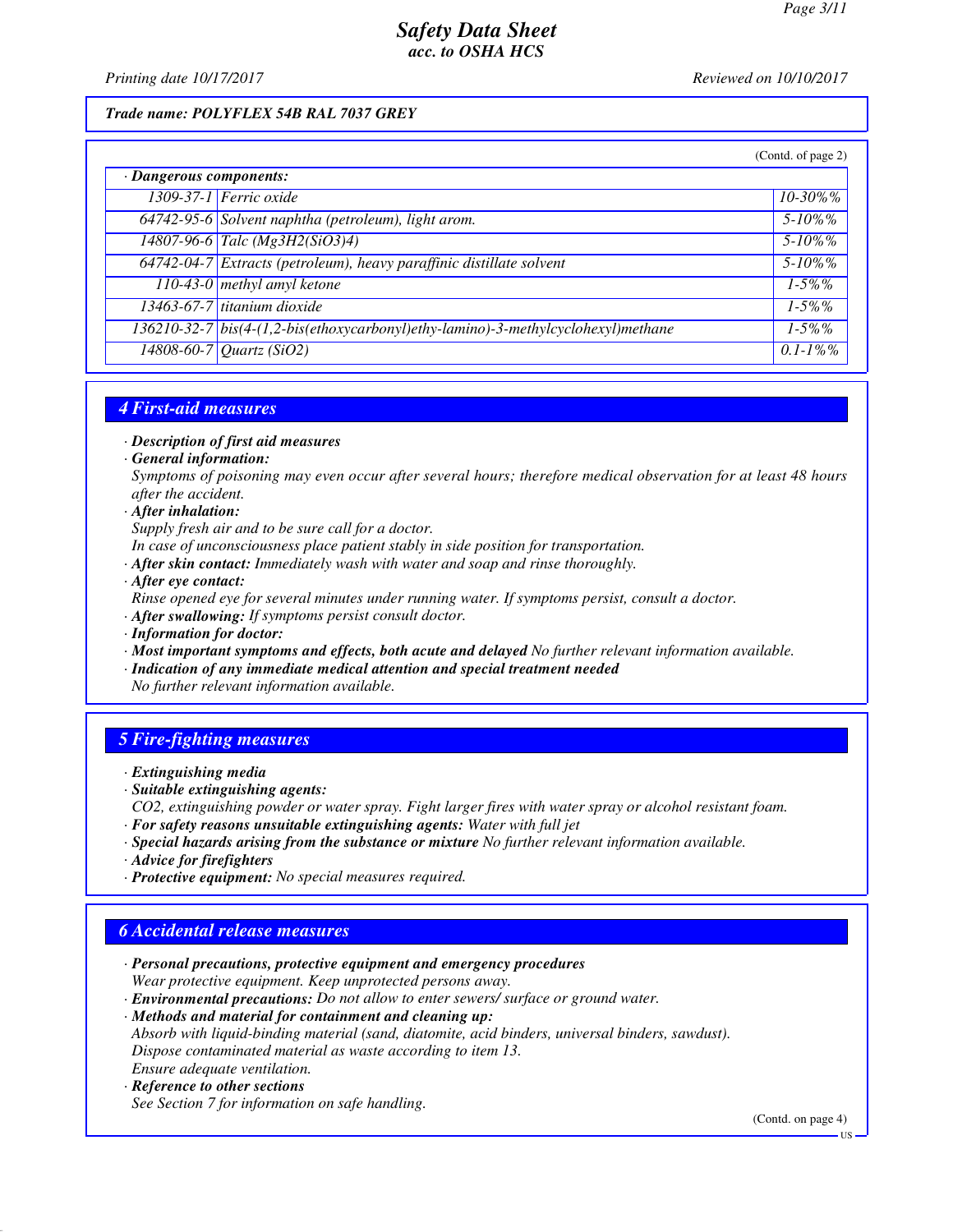**Trade name: POLYFLEX 54B RAL 7037 GREY**

(Contd. of page 2)

| · Dangerous components: | | |
|---|---|---|
| 1309-37-1 | Ferric oxide | 10-30%% |
| 64742-95-6 | Solvent naphtha (petroleum), light arom. | 5-10%% |
| 14807-96-6 | Talc ($Mg_3H_2(SiO_3)_4$) | 5-10%% |
| 64742-04-7 | Extracts (petroleum), heavy paraffinic distillate solvent | 5-10%% |
| 110-43-0 | methyl amyl ketone | 1-5%% |
| 13463-67-7 | titanium dioxide | 1-5%% |
| 136210-32-7 | bis(4-(1,2-bis(ethoxycarbonyl)ethy-lamino)-3-methylcyclohexyl)methane | 1-5%% |
| 14808-60-7 | Quartz ($SiO_2$) | 0.1-1%% |

## 4 First-aid measures

· **Description of first aid measures**
· **General information:**
Symptoms of poisoning may even occur after several hours; therefore medical observation for at least 48 hours after the accident.
· **After inhalation:**
Supply fresh air and to be sure call for a doctor.
In case of unconsciousness place patient stably in side position for transportation.
· **After skin contact:** Immediately wash with water and soap and rinse thoroughly.
· **After eye contact:**
Rinse opened eye for several minutes under running water. If symptoms persist, consult a doctor.
· **After swallowing:** If symptoms persist consult doctor.
· **Information for doctor:**
· **Most important symptoms and effects, both acute and delayed** No further relevant information available.
· **Indication of any immediate medical attention and special treatment needed**
No further relevant information available.

## 5 Fire-fighting measures

· **Extinguishing media**
· **Suitable extinguishing agents:**
$CO_2$, extinguishing powder or water spray. Fight larger fires with water spray or alcohol resistant foam.
· **For safety reasons unsuitable extinguishing agents:** Water with full jet
· **Special hazards arising from the substance or mixture** No further relevant information available.
· **Advice for firefighters**
· **Protective equipment:** No special measures required.

## 6 Accidental release measures

· **Personal precautions, protective equipment and emergency procedures**
Wear protective equipment. Keep unprotected persons away.
· **Environmental precautions:** Do not allow to enter sewers/ surface or ground water.
· **Methods and material for containment and cleaning up:**
Absorb with liquid-binding material (sand, diatomite, acid binders, universal binders, sawdust).
Dispose contaminated material as waste according to item 13.
Ensure adequate ventilation.
· **Reference to other sections**
See Section 7 for information on safe handling.

(Contd. on page 4)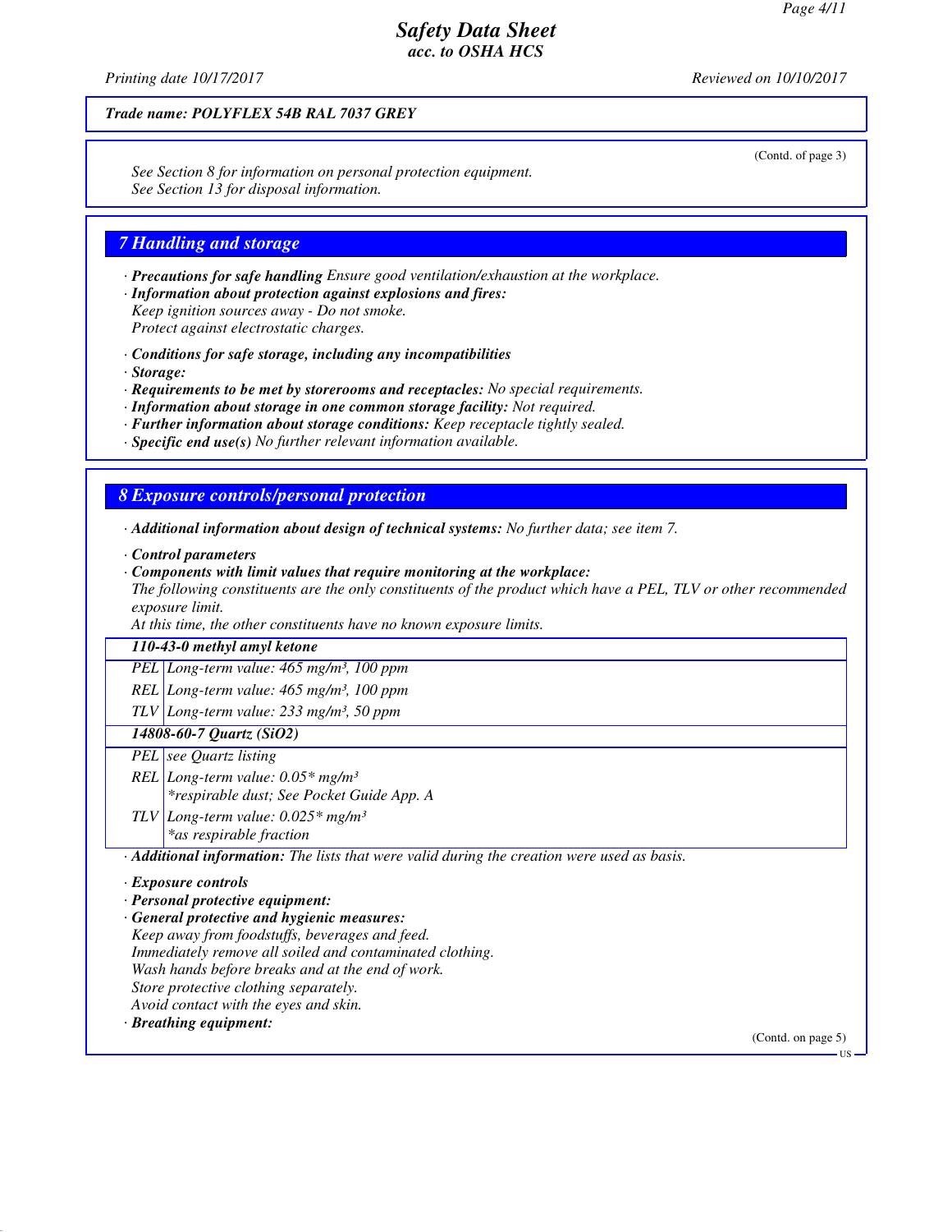*Trade name: POLYFLEX 54B RAL 7037 GREY*

(Contd. of page 3)

*See Section 8 for information on personal protection equipment.*
*See Section 13 for disposal information.*

## 7 Handling and storage

· ***Precautions for safe handling*** *Ensure good ventilation/exhaustion at the workplace.*
· ***Information about protection against explosions and fires:***
*Keep ignition sources away - Do not smoke.*
*Protect against electrostatic charges.*

· ***Conditions for safe storage, including any incompatibilities***
· ***Storage:***
· ***Requirements to be met by storerooms and receptacles:*** *No special requirements.*
· ***Information about storage in one common storage facility:*** *Not required.*
· ***Further information about storage conditions:*** *Keep receptacle tightly sealed.*
· ***Specific end use(s)*** *No further relevant information available.*

## 8 Exposure controls/personal protection

· ***Additional information about design of technical systems:*** *No further data; see item 7.*

· ***Control parameters***
· ***Components with limit values that require monitoring at the workplace:***
*The following constituents are the only constituents of the product which have a PEL, TLV or other recommended exposure limit.*
*At this time, the other constituents have no known exposure limits.*

| **110-43-0 methyl amyl ketone** | |
|---|---|
| PEL | Long-term value: 465 mg/m³, 100 ppm |
| REL | Long-term value: 465 mg/m³, 100 ppm |
| TLV | Long-term value: 233 mg/m³, 50 ppm |
| **14808-60-7 Quartz (SiO2)** | |
| PEL | see Quartz listing |
| REL | Long-term value: 0.05* mg/m³<br>*respirable dust; See Pocket Guide App. A |
| TLV | Long-term value: 0.025* mg/m³<br>*as respirable fraction |

· ***Additional information:*** *The lists that were valid during the creation were used as basis.*

· ***Exposure controls***
· ***Personal protective equipment:***
· ***General protective and hygienic measures:***
*Keep away from foodstuffs, beverages and feed.*
*Immediately remove all soiled and contaminated clothing.*
*Wash hands before breaks and at the end of work.*
*Store protective clothing separately.*
*Avoid contact with the eyes and skin.*
· ***Breathing equipment:***

(Contd. on page 5)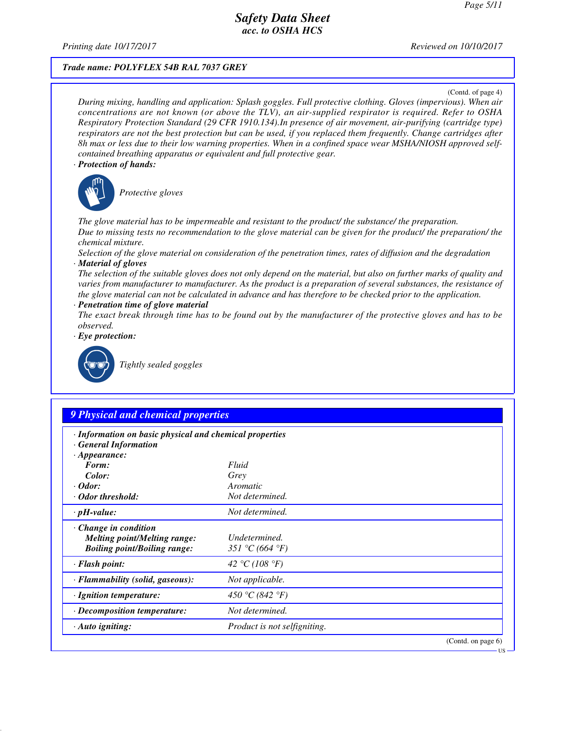**Trade name: POLYFLEX 54B RAL 7037 GREY**

(Contd. of page 4)

*During mixing, handling and application: Splash goggles. Full protective clothing. Gloves (impervious). When air concentrations are not known (or above the TLV), an air-supplied respirator is required. Refer to OSHA Respiratory Protection Standard (29 CFR 1910.134).In presence of air movement, air-purifying (cartridge type) respirators are not the best protection but can be used, if you replaced them frequently. Change cartridges after 8h max or less due to their low warning properties. When in a confined space wear MSHA/NIOSH approved self-contained breathing apparatus or equivalent and full protective gear.*

· **Protection of hands:**

*Protective gloves*

*The glove material has to be impermeable and resistant to the product/ the substance/ the preparation.*
*Due to missing tests no recommendation to the glove material can be given for the product/ the preparation/ the chemical mixture.*
*Selection of the glove material on consideration of the penetration times, rates of diffusion and the degradation*

· **Material of gloves**

*The selection of the suitable gloves does not only depend on the material, but also on further marks of quality and varies from manufacturer to manufacturer. As the product is a preparation of several substances, the resistance of the glove material can not be calculated in advance and has therefore to be checked prior to the application.*

· **Penetration time of glove material**

*The exact break through time has to be found out by the manufacturer of the protective gloves and has to be observed.*

· **Eye protection:**

*Tightly sealed goggles*

## 9 Physical and chemical properties

| | |
|---|---|
| · **Information on basic physical and chemical properties** | |
| · **General Information** | |
| · **Appearance:** | |
| **Form:** | Fluid |
| **Color:** | Grey |
| · **Odor:** | Aromatic |
| · **Odor threshold:** | Not determined. |
| · **pH-value:** | Not determined. |
| · **Change in condition** | |
| **Melting point/Melting range:** | Undetermined. |
| **Boiling point/Boiling range:** | 351 °C (664 °F) |
| · **Flash point:** | 42 °C (108 °F) |
| · **Flammability (solid, gaseous):** | Not applicable. |
| · **Ignition temperature:** | 450 °C (842 °F) |
| · **Decomposition temperature:** | Not determined. |
| · **Auto igniting:** | Product is not selfigniting. |

(Contd. on page 6)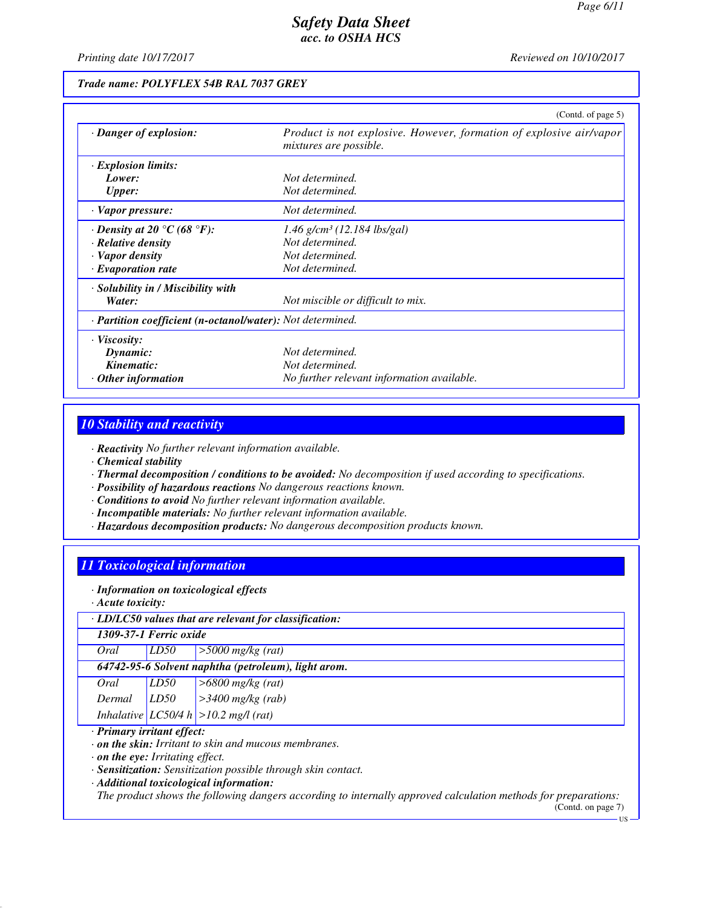**Trade name: POLYFLEX 54B RAL 7037 GREY**

(Contd. of page 5)

| | |
|---|---|
| · **Danger of explosion:** | Product is not explosive. However, formation of explosive air/vapor mixtures are possible. |
| · **Explosion limits:** | |
| **Lower:** | Not determined. |
| **Upper:** | Not determined. |
| · **Vapor pressure:** | Not determined. |
| · **Density at 20 °C (68 °F):** | 1.46 g/cm³ (12.184 lbs/gal) |
| · **Relative density** | Not determined. |
| · **Vapor density** | Not determined. |
| · **Evaporation rate** | Not determined. |
| · **Solubility in / Miscibility with** | |
| **Water:** | Not miscible or difficult to mix. |
| · **Partition coefficient (n-octanol/water):** | Not determined. |
| · **Viscosity:** | |
| **Dynamic:** | Not determined. |
| **Kinematic:** | Not determined. |
| · **Other information** | No further relevant information available. |

## 10 Stability and reactivity

- · **Reactivity** No further relevant information available.
- · **Chemical stability**
- · **Thermal decomposition / conditions to be avoided:** No decomposition if used according to specifications.
- · **Possibility of hazardous reactions** No dangerous reactions known.
- · **Conditions to avoid** No further relevant information available.
- · **Incompatible materials:** No further relevant information available.
- · **Hazardous decomposition products:** No dangerous decomposition products known.

## 11 Toxicological information

- · **Information on toxicological effects**
- · **Acute toxicity:**

| · **LD/LC50 values that are relevant for classification:** | | |
|---|---|---|
| **1309-37-1 Ferric oxide** | | |
| Oral | LD50 | >5000 mg/kg (rat) |
| **64742-95-6 Solvent naphtha (petroleum), light arom.** | | |
| Oral | LD50 | >6800 mg/kg (rat) |
| Dermal | LD50 | >3400 mg/kg (rab) |
| Inhalative | LC50/4 h | >10.2 mg/l (rat) |

- · **Primary irritant effect:**
- · **on the skin:** Irritant to skin and mucous membranes.
- · **on the eye:** Irritating effect.
- · **Sensitization:** Sensitization possible through skin contact.
- · **Additional toxicological information:**

The product shows the following dangers according to internally approved calculation methods for preparations:

(Contd. on page 7)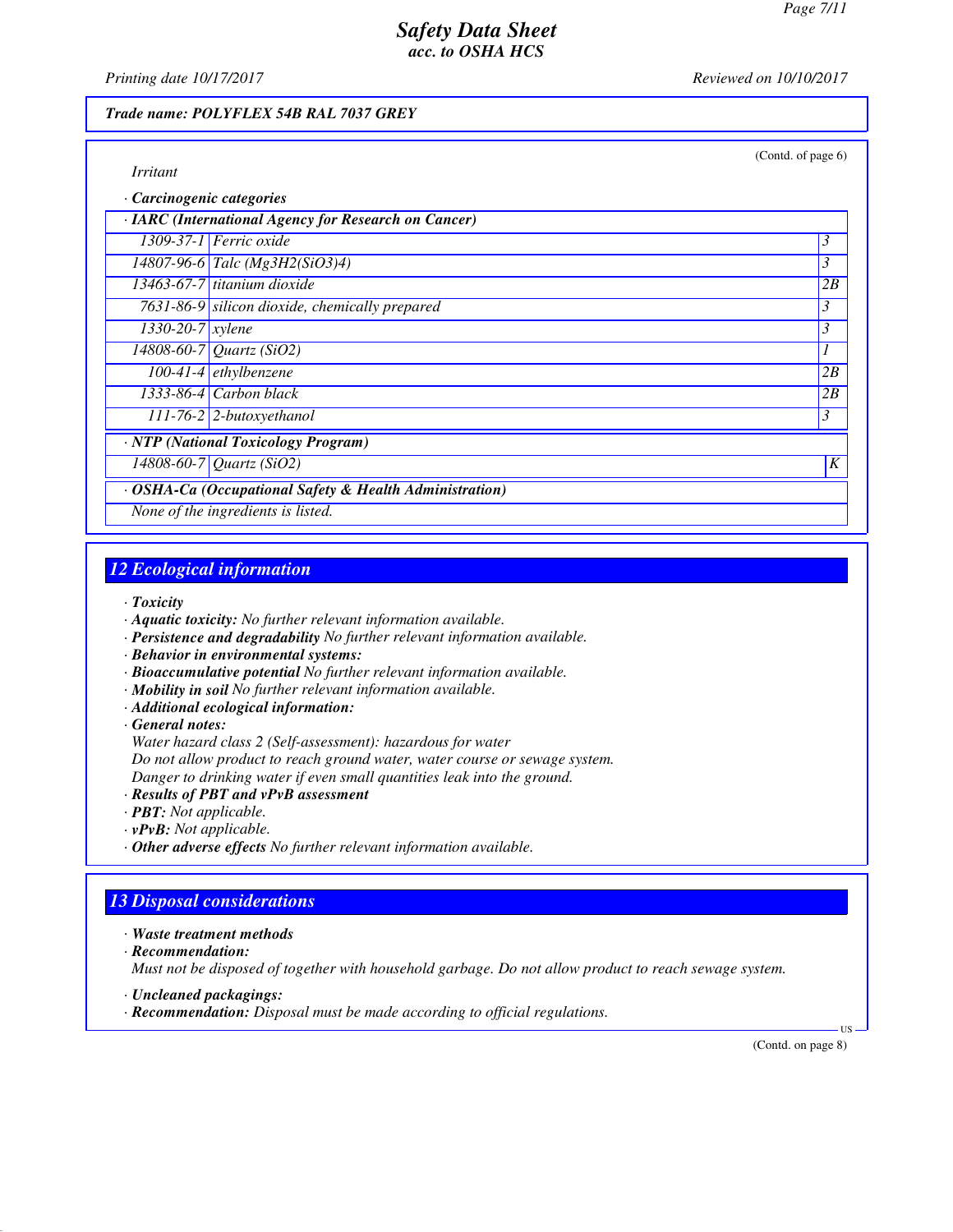*Trade name: POLYFLEX 54B RAL 7037 GREY*

(Contd. of page 6)

*Irritant*

· **Carcinogenic categories**

| · IARC (International Agency for Research on Cancer) | | |
|---|---|---|
| 1309-37-1 | Ferric oxide | 3 |
| 14807-96-6 | Talc ($Mg_3H_2(SiO_3)_4$) | 3 |
| 13463-67-7 | titanium dioxide | 2B |
| 7631-86-9 | silicon dioxide, chemically prepared | 3 |
| 1330-20-7 | xylene | 3 |
| 14808-60-7 | Quartz ($SiO_2$) | 1 |
| 100-41-4 | ethylbenzene | 2B |
| 1333-86-4 | Carbon black | 2B |
| 111-76-2 | 2-butoxyethanol | 3 |
| **· NTP (National Toxicology Program)** | | |
| 14808-60-7 | Quartz ($SiO_2$) | K |
| **· OSHA-Ca (Occupational Safety & Health Administration)** | | |
| None of the ingredients is listed. | | |

## 12 Ecological information

· **Toxicity**
· **Aquatic toxicity:** No further relevant information available.
· **Persistence and degradability** No further relevant information available.
· **Behavior in environmental systems:**
· **Bioaccumulative potential** No further relevant information available.
· **Mobility in soil** No further relevant information available.
· **Additional ecological information:**
· **General notes:**
Water hazard class 2 (Self-assessment): hazardous for water
Do not allow product to reach ground water, water course or sewage system.
Danger to drinking water if even small quantities leak into the ground.
· **Results of PBT and vPvB assessment**
· **PBT:** Not applicable.
· **vPvB:** Not applicable.
· **Other adverse effects** No further relevant information available.

## 13 Disposal considerations

· **Waste treatment methods**
· **Recommendation:**
Must not be disposed of together with household garbage. Do not allow product to reach sewage system.

· **Uncleaned packagings:**
· **Recommendation:** Disposal must be made according to official regulations.

(Contd. on page 8)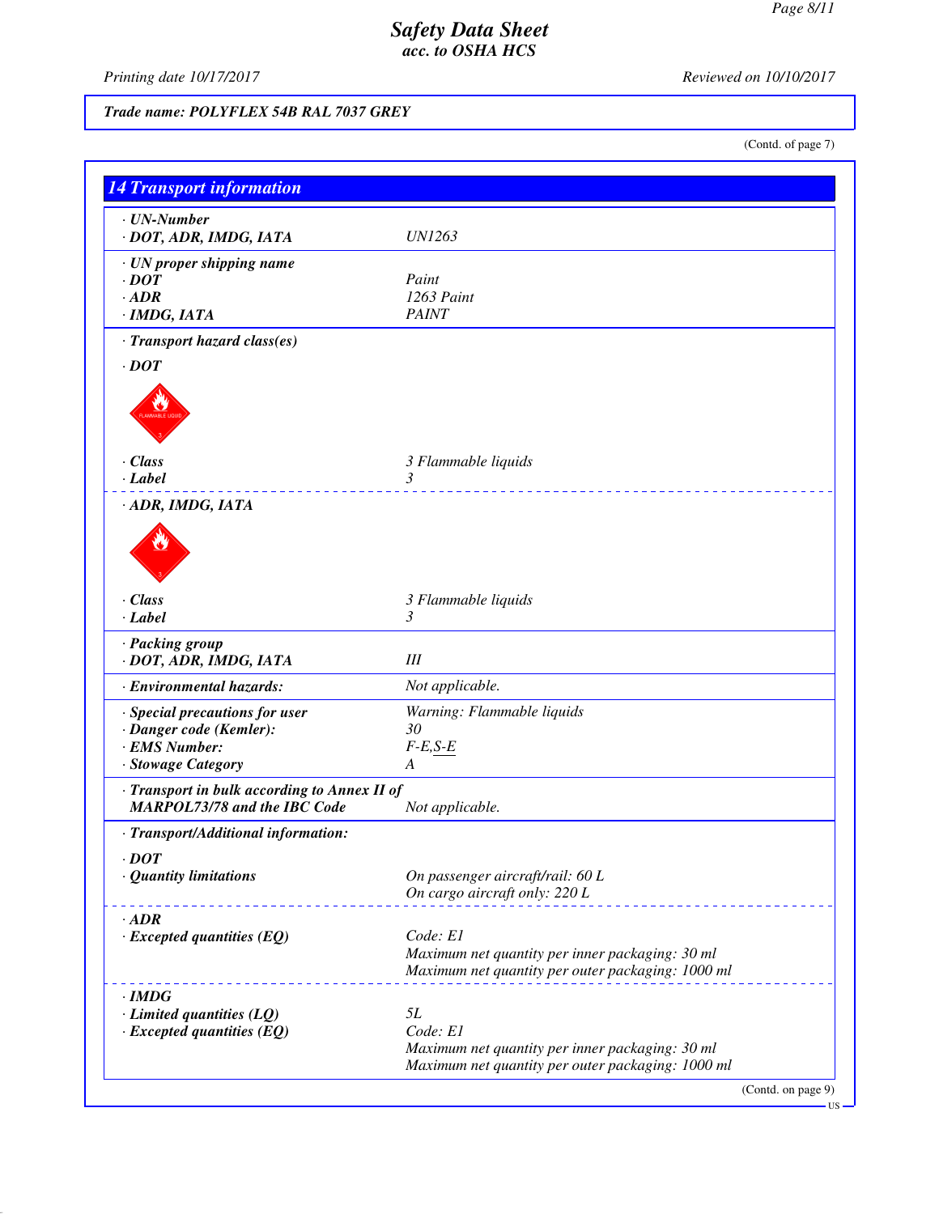# Safety Data Sheet
*acc. to OSHA HCS*

Printing date 10/17/2017 | Reviewed on 10/10/2017

**Trade name: POLYFLEX 54B RAL 7037 GREY**

(Contd. of page 7)

## 14 Transport information

| | |
|---|---|
| **· UN-Number** | |
| **· DOT, ADR, IMDG, IATA** | UN1263 |
| **· UN proper shipping name** | |
| **· DOT** | Paint |
| **· ADR** | 1263 Paint |
| **· IMDG, IATA** | PAINT |
| **· Transport hazard class(es)** | |
| **· DOT** | |
| **· Class** | 3 Flammable liquids |
| **· Label** | 3 |
| **· ADR, IMDG, IATA** | |
| **· Class** | 3 Flammable liquids |
| **· Label** | 3 |
| **· Packing group** | |
| **· DOT, ADR, IMDG, IATA** | III |
| **· Environmental hazards:** | Not applicable. |
| **· Special precautions for user** | Warning: Flammable liquids |
| **· Danger code (Kemler):** | 30 |
| **· EMS Number:** | F-E,S-E |
| **· Stowage Category** | A |
| **· Transport in bulk according to Annex II of MARPOL73/78 and the IBC Code** | Not applicable. |
| **· Transport/Additional information:** | |
| **· DOT** | |
| **· Quantity limitations** | On passenger aircraft/rail: 60 L<br>On cargo aircraft only: 220 L |
| **· ADR** | |
| **· Excepted quantities (EQ)** | Code: E1<br>Maximum net quantity per inner packaging: 30 ml<br>Maximum net quantity per outer packaging: 1000 ml |
| **· IMDG** | |
| **· Limited quantities (LQ)** | 5L |
| **· Excepted quantities (EQ)** | Code: E1<br>Maximum net quantity per inner packaging: 30 ml<br>Maximum net quantity per outer packaging: 1000 ml |

(Contd. on page 9)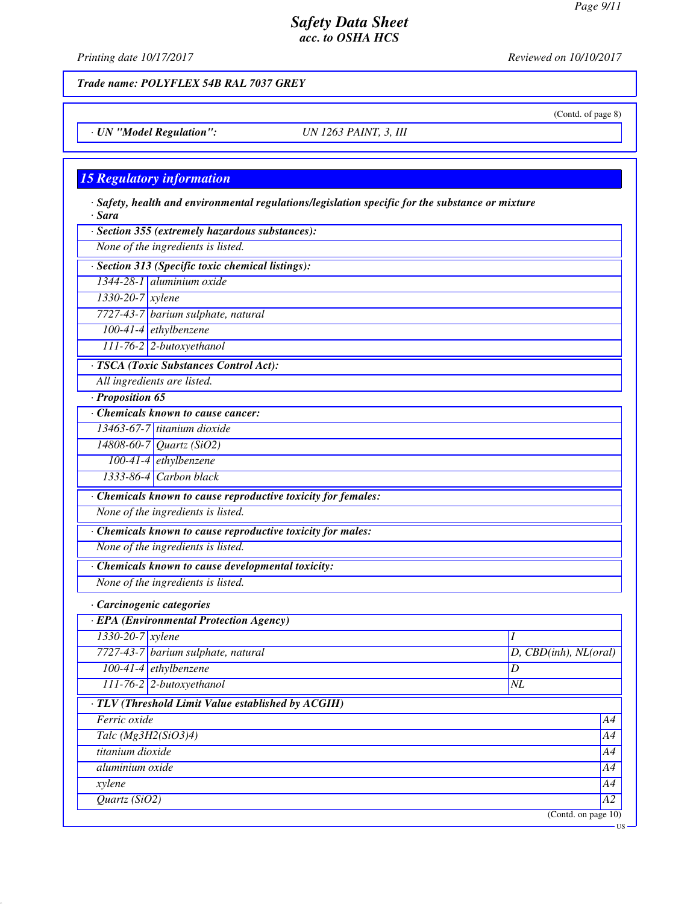*Trade name: POLYFLEX 54B RAL 7037 GREY*

(Contd. of page 8)

· **UN "Model Regulation":** UN 1263 PAINT, 3, III

## 15 Regulatory information

· **Safety, health and environmental regulations/legislation specific for the substance or mixture**
· **Sara**

| · **Section 355 (extremely hazardous substances):** | |
|---|---|
| None of the ingredients is listed. | |

| · **Section 313 (Specific toxic chemical listings):** | |
|---|---|
| 1344-28-1 | aluminium oxide |
| 1330-20-7 | xylene |
| 7727-43-7 | barium sulphate, natural |
| 100-41-4 | ethylbenzene |
| 111-76-2 | 2-butoxyethanol |

| · **TSCA (Toxic Substances Control Act):** |
|---|
| All ingredients are listed. |

· **Proposition 65**

| · **Chemicals known to cause cancer:** | |
|---|---|
| 13463-67-7 | titanium dioxide |
| 14808-60-7 | Quartz ($SiO_2$) |
| 100-41-4 | ethylbenzene |
| 1333-86-4 | Carbon black |

| · **Chemicals known to cause reproductive toxicity for females:** |
|---|
| None of the ingredients is listed. |

| · **Chemicals known to cause reproductive toxicity for males:** |
|---|
| None of the ingredients is listed. |

| · **Chemicals known to cause developmental toxicity:** |
|---|
| None of the ingredients is listed. |

· **Carcinogenic categories**

| · **EPA (Environmental Protection Agency)** | | |
|---|---|---|
| 1330-20-7 | xylene | I |
| 7727-43-7 | barium sulphate, natural | D, CBD(inh), NL(oral) |
| 100-41-4 | ethylbenzene | D |
| 111-76-2 | 2-butoxyethanol | NL |

| · **TLV (Threshold Limit Value established by ACGIH)** | |
|---|---|
| Ferric oxide | A4 |
| Talc ($Mg_3H_2(SiO_3)_4$) | A4 |
| titanium dioxide | A4 |
| aluminium oxide | A4 |
| xylene | A4 |
| Quartz ($SiO_2$) | A2 |

(Contd. on page 10)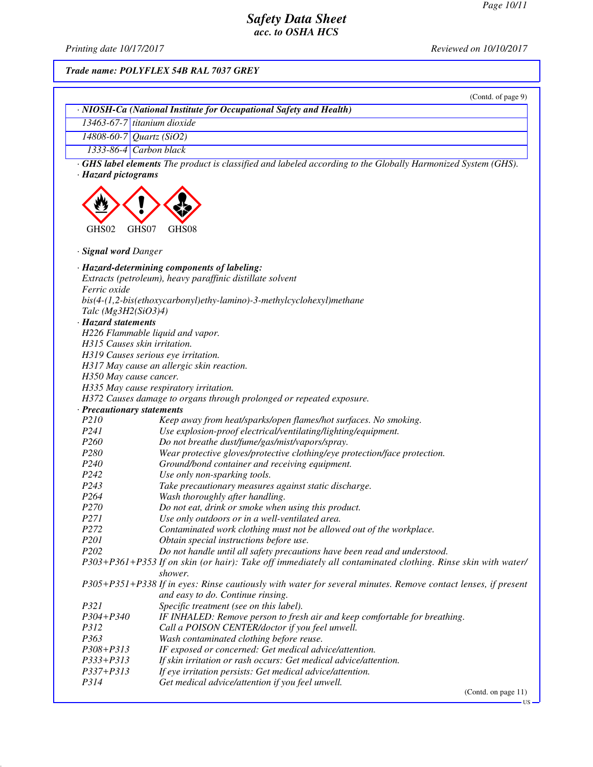**Safety Data Sheet**
**acc. to OSHA HCS**

Printing date 10/17/2017 Reviewed on 10/10/2017

**Trade name: POLYFLEX 54B RAL 7037 GREY**

(Contd. of page 9)

| · NIOSH-Ca (National Institute for Occupational Safety and Health) | |
|---|---|
| 13463-67-7 | titanium dioxide |
| 14808-60-7 | Quartz ($SiO_2$) |
| 1333-86-4 | Carbon black |

· **GHS label elements** The product is classified and labeled according to the Globally Harmonized System (GHS).

· **Hazard pictograms**

GHS02 GHS07 GHS08

· **Signal word** Danger

· **Hazard-determining components of labeling:**
Extracts (petroleum), heavy paraffinic distillate solvent
Ferric oxide
bis(4-(1,2-bis(ethoxycarbonyl)ethy-lamino)-3-methylcyclohexyl)methane
Talc ($Mg_3H_2(SiO_3)_4$)

· **Hazard statements**
H226 Flammable liquid and vapor.
H315 Causes skin irritation.
H319 Causes serious eye irritation.
H317 May cause an allergic skin reaction.
H350 May cause cancer.
H335 May cause respiratory irritation.
H372 Causes damage to organs through prolonged or repeated exposure.

· **Precautionary statements**

| | |
|---|---|
| P210 | Keep away from heat/sparks/open flames/hot surfaces. No smoking. |
| P241 | Use explosion-proof electrical/ventilating/lighting/equipment. |
| P260 | Do not breathe dust/fume/gas/mist/vapors/spray. |
| P280 | Wear protective gloves/protective clothing/eye protection/face protection. |
| P240 | Ground/bond container and receiving equipment. |
| P242 | Use only non-sparking tools. |
| P243 | Take precautionary measures against static discharge. |
| P264 | Wash thoroughly after handling. |
| P270 | Do not eat, drink or smoke when using this product. |
| P271 | Use only outdoors or in a well-ventilated area. |
| P272 | Contaminated work clothing must not be allowed out of the workplace. |
| P201 | Obtain special instructions before use. |
| P202 | Do not handle until all safety precautions have been read and understood. |
| P303+P361+P353 | If on skin (or hair): Take off immediately all contaminated clothing. Rinse skin with water/shower. |
| P305+P351+P338 | If in eyes: Rinse cautiously with water for several minutes. Remove contact lenses, if present and easy to do. Continue rinsing. |
| P321 | Specific treatment (see on this label). |
| P304+P340 | IF INHALED: Remove person to fresh air and keep comfortable for breathing. |
| P312 | Call a POISON CENTER/doctor if you feel unwell. |
| P363 | Wash contaminated clothing before reuse. |
| P308+P313 | IF exposed or concerned: Get medical advice/attention. |
| P333+P313 | If skin irritation or rash occurs: Get medical advice/attention. |
| P337+P313 | If eye irritation persists: Get medical advice/attention. |
| P314 | Get medical advice/attention if you feel unwell. |

(Contd. on page 11)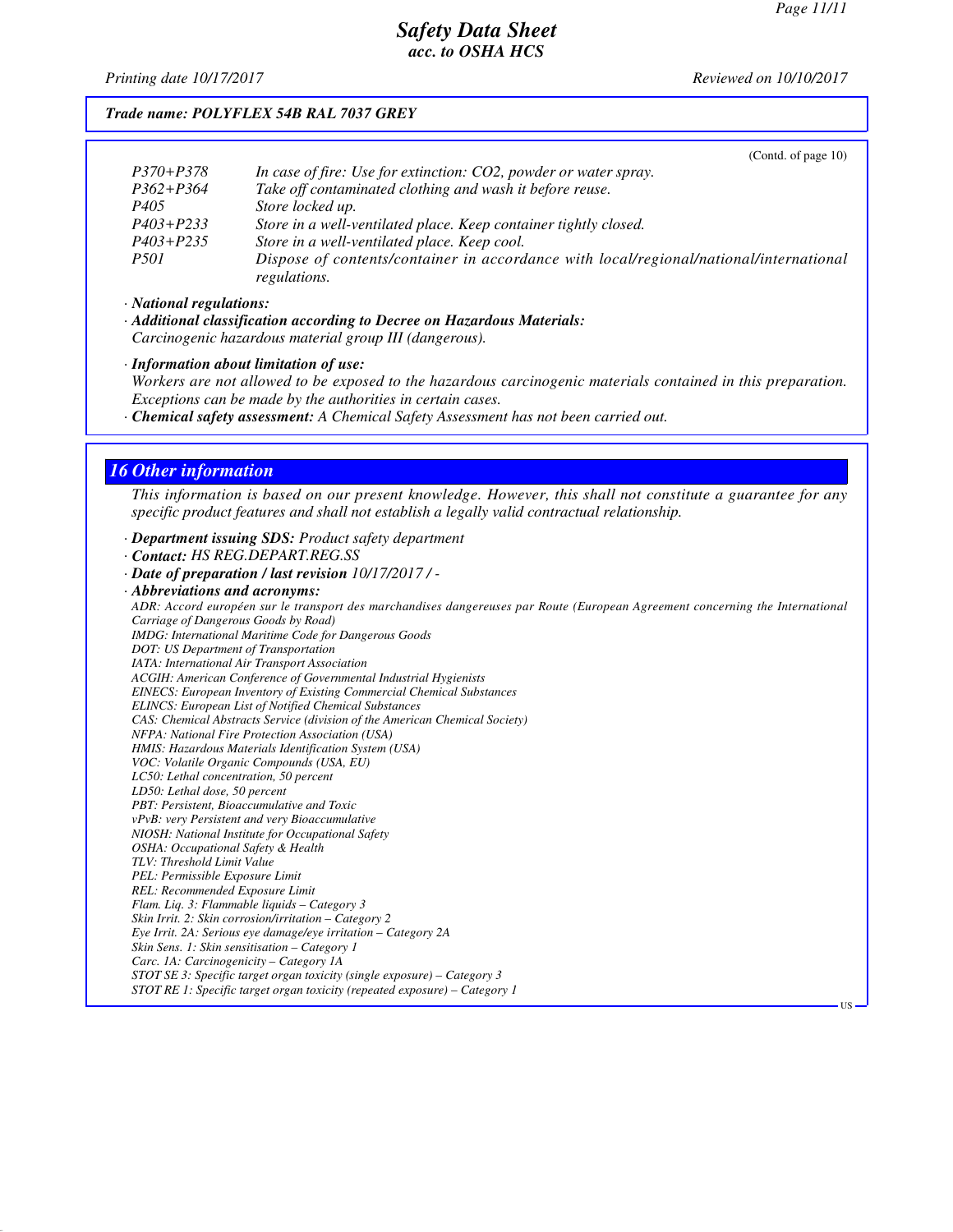Trade name: POLYFLEX 54B RAL 7037 GREY

(Contd. of page 10)

| | |
|---|---|
| P370+P378 | In case of fire: Use for extinction: CO2, powder or water spray. |
| P362+P364 | Take off contaminated clothing and wash it before reuse. |
| P405 | Store locked up. |
| P403+P233 | Store in a well-ventilated place. Keep container tightly closed. |
| P403+P235 | Store in a well-ventilated place. Keep cool. |
| P501 | Dispose of contents/container in accordance with local/regional/national/international regulations. |

· **National regulations:**

· **Additional classification according to Decree on Hazardous Materials:**
Carcinogenic hazardous material group III (dangerous).

· **Information about limitation of use:**
Workers are not allowed to be exposed to the hazardous carcinogenic materials contained in this preparation. Exceptions can be made by the authorities in certain cases.

· **Chemical safety assessment:** A Chemical Safety Assessment has not been carried out.

## 16 Other information

This information is based on our present knowledge. However, this shall not constitute a guarantee for any specific product features and shall not establish a legally valid contractual relationship.

· **Department issuing SDS:** Product safety department
· **Contact:** HS REG.DEPART.REG.SS
· **Date of preparation / last revision** 10/17/2017 / -
· **Abbreviations and acronyms:**
ADR: Accord européen sur le transport des marchandises dangereuses par Route (European Agreement concerning the International Carriage of Dangerous Goods by Road)
IMDG: International Maritime Code for Dangerous Goods
DOT: US Department of Transportation
IATA: International Air Transport Association
ACGIH: American Conference of Governmental Industrial Hygienists
EINECS: European Inventory of Existing Commercial Chemical Substances
ELINCS: European List of Notified Chemical Substances
CAS: Chemical Abstracts Service (division of the American Chemical Society)
NFPA: National Fire Protection Association (USA)
HMIS: Hazardous Materials Identification System (USA)
VOC: Volatile Organic Compounds (USA, EU)
LC50: Lethal concentration, 50 percent
LD50: Lethal dose, 50 percent
PBT: Persistent, Bioaccumulative and Toxic
vPvB: very Persistent and very Bioaccumulative
NIOSH: National Institute for Occupational Safety
OSHA: Occupational Safety & Health
TLV: Threshold Limit Value
PEL: Permissible Exposure Limit
REL: Recommended Exposure Limit
Flam. Liq. 3: Flammable liquids – Category 3
Skin Irrit. 2: Skin corrosion/irritation – Category 2
Eye Irrit. 2A: Serious eye damage/eye irritation – Category 2A
Skin Sens. 1: Skin sensitisation – Category 1
Carc. 1A: Carcinogenicity – Category 1A
STOT SE 3: Specific target organ toxicity (single exposure) – Category 3
STOT RE 1: Specific target organ toxicity (repeated exposure) – Category 1